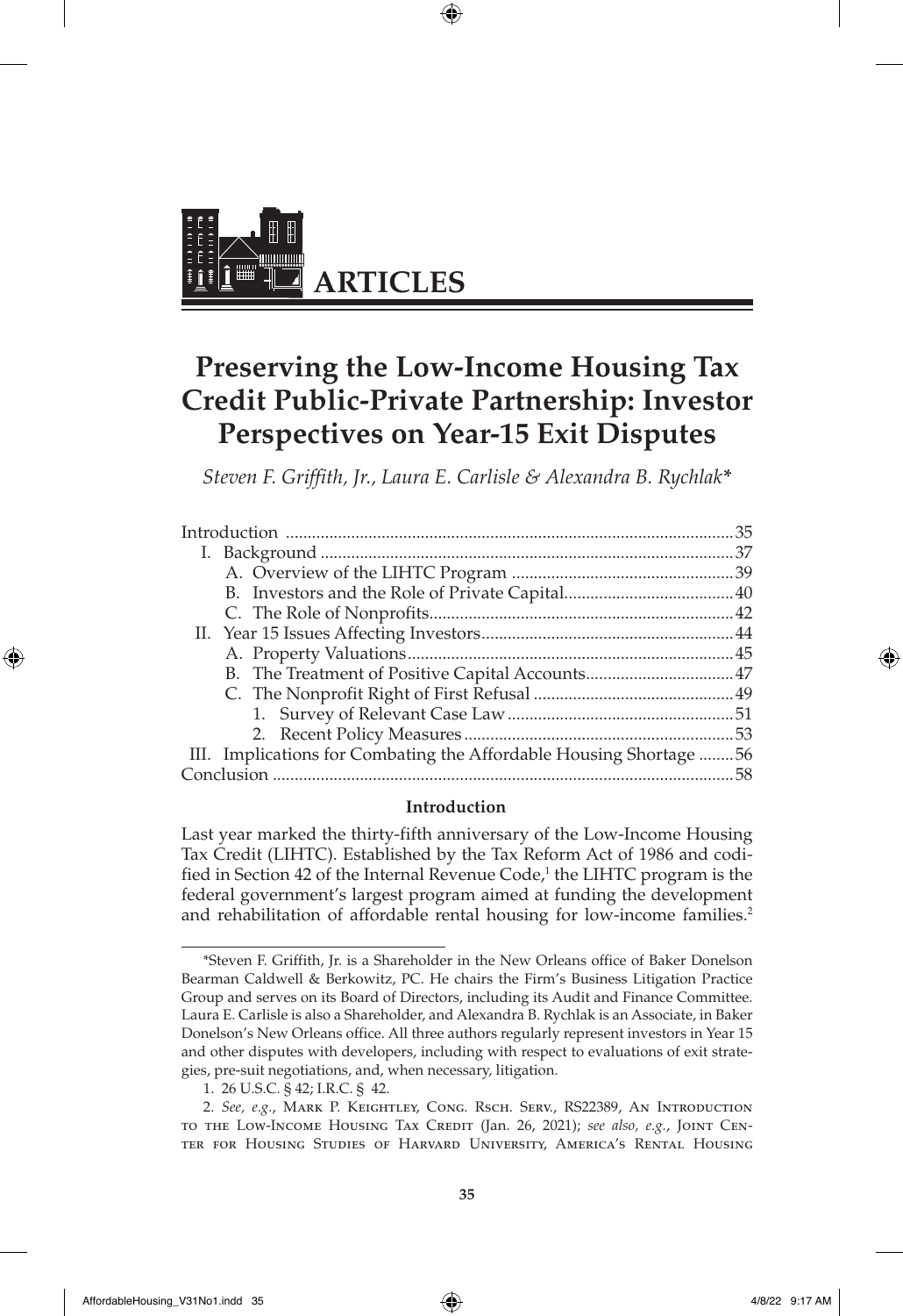# ARTICLES

## Preserving the Low-Income Housing Tax Credit Public-Private Partnership: Investor Perspectives on Year-15 Exit Disputes

*Steven F. Griffith, Jr., Laura E. Carlisle & Alexandra B. Rychlak**

| | |
|---|---|
| Introduction | 35 |
| I. Background | 37 |
| A. Overview of the LIHTC Program | 39 |
| B. Investors and the Role of Private Capital | 40 |
| C. The Role of Nonprofits | 42 |
| II. Year 15 Issues Affecting Investors | 44 |
| A. Property Valuations | 45 |
| B. The Treatment of Positive Capital Accounts | 47 |
| C. The Nonprofit Right of First Refusal | 49 |
| 1. Survey of Relevant Case Law | 51 |
| 2. Recent Policy Measures | 53 |
| III. Implications for Combating the Affordable Housing Shortage | 56 |
| Conclusion | 58 |

### Introduction

Last year marked the thirty-fifth anniversary of the Low-Income Housing Tax Credit (LIHTC). Established by the Tax Reform Act of 1986 and codified in Section 42 of the Internal Revenue Code,[1] the LIHTC program is the federal government's largest program aimed at funding the development and rehabilitation of affordable rental housing for low-income families.[2]

---

*Steven F. Griffith, Jr. is a Shareholder in the New Orleans office of Baker Donelson Bearman Caldwell & Berkowitz, PC. He chairs the Firm's Business Litigation Practice Group and serves on its Board of Directors, including its Audit and Finance Committee. Laura E. Carlisle is also a Shareholder, and Alexandra B. Rychlak is an Associate, in Baker Donelson's New Orleans office. All three authors regularly represent investors in Year 15 and other disputes with developers, including with respect to evaluations of exit strategies, pre-suit negotiations, and, when necessary, litigation.

1. 26 U.S.C. § 42; I.R.C. § 42.

2. *See, e.g.*, Mark P. Keightley, Cong. Rsch. Serv., RS22389, An Introduction to the Low-Income Housing Tax Credit (Jan. 26, 2021); *see also, e.g.*, Joint Center for Housing Studies of Harvard University, America's Rental Housing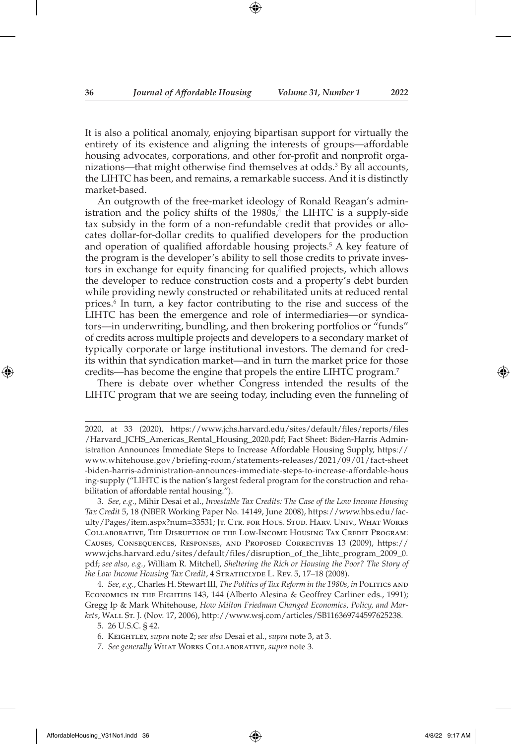It is also a political anomaly, enjoying bipartisan support for virtually the entirety of its existence and aligning the interests of groups—affordable housing advocates, corporations, and other for-profit and nonprofit organizations—that might otherwise find themselves at odds.[3] By all accounts, the LIHTC has been, and remains, a remarkable success. And it is distinctly market-based.

An outgrowth of the free-market ideology of Ronald Reagan's administration and the policy shifts of the 1980s,[4] the LIHTC is a supply-side tax subsidy in the form of a non-refundable credit that provides or allocates dollar-for-dollar credits to qualified developers for the production and operation of qualified affordable housing projects.[5] A key feature of the program is the developer's ability to sell those credits to private investors in exchange for equity financing for qualified projects, which allows the developer to reduce construction costs and a property's debt burden while providing newly constructed or rehabilitated units at reduced rental prices.[6] In turn, a key factor contributing to the rise and success of the LIHTC has been the emergence and role of intermediaries—or syndicators—in underwriting, bundling, and then brokering portfolios or "funds" of credits across multiple projects and developers to a secondary market of typically corporate or large institutional investors. The demand for credits within that syndication market—and in turn the market price for those credits—has become the engine that propels the entire LIHTC program.[7]

There is debate over whether Congress intended the results of the LIHTC program that we are seeing today, including even the funneling of

---

2020, at 33 (2020), https://www.jchs.harvard.edu/sites/default/files/reports/files/Harvard_JCHS_Americas_Rental_Housing_2020.pdf; Fact Sheet: Biden-Harris Administration Announces Immediate Steps to Increase Affordable Housing Supply, https://www.whitehouse.gov/briefing-room/statements-releases/2021/09/01/fact-sheet-biden-harris-administration-announces-immediate-steps-to-increase-affordable-housing-supply ("LIHTC is the nation's largest federal program for the construction and rehabilitation of affordable rental housing.").

3. *See, e.g.*, Mihir Desai et al., *Investable Tax Credits: The Case of the Low Income Housing Tax Credit* 5, 18 (NBER Working Paper No. 14149, June 2008), https://www.hbs.edu/faculty/Pages/item.aspx?num=33531; Jt. Ctr. for Hous. Stud. Harv. Univ., What Works Collaborative, The Disruption of the Low-Income Housing Tax Credit Program: Causes, Consequences, Responses, and Proposed Correctives 13 (2009), https://www.jchs.harvard.edu/sites/default/files/disruption_of_the_lihtc_program_2009_0.pdf; *see also, e.g.*, William R. Mitchell, *Sheltering the Rich or Housing the Poor? The Story of the Low Income Housing Tax Credit*, 4 Strathclyde L. Rev. 5, 17–18 (2008).

4. *See, e.g.*, Charles H. Stewart III, *The Politics of Tax Reform in the 1980s*, *in* Politics and Economics in the Eighties 143, 144 (Alberto Alesina & Geoffrey Carliner eds., 1991); Gregg Ip & Mark Whitehouse, *How Milton Friedman Changed Economics, Policy, and Markets*, Wall St. J. (Nov. 17, 2006), http://www.wsj.com/articles/SB116369744597625238.

5. 26 U.S.C. § 42.

6. Keightley, *supra* note 2; *see also* Desai et al., *supra* note 3, at 3.

7. *See generally* What Works Collaborative, *supra* note 3.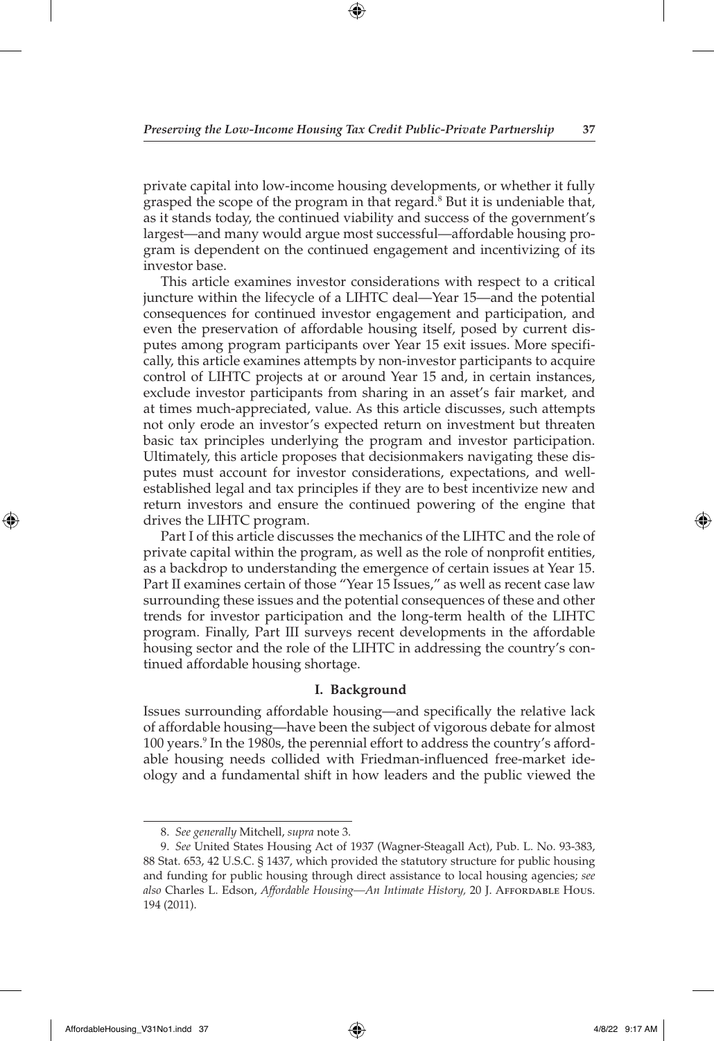private capital into low-income housing developments, or whether it fully grasped the scope of the program in that regard.[8] But it is undeniable that, as it stands today, the continued viability and success of the government's largest—and many would argue most successful—affordable housing program is dependent on the continued engagement and incentivizing of its investor base.

This article examines investor considerations with respect to a critical juncture within the lifecycle of a LIHTC deal—Year 15—and the potential consequences for continued investor engagement and participation, and even the preservation of affordable housing itself, posed by current disputes among program participants over Year 15 exit issues. More specifically, this article examines attempts by non-investor participants to acquire control of LIHTC projects at or around Year 15 and, in certain instances, exclude investor participants from sharing in an asset's fair market, and at times much-appreciated, value. As this article discusses, such attempts not only erode an investor's expected return on investment but threaten basic tax principles underlying the program and investor participation. Ultimately, this article proposes that decisionmakers navigating these disputes must account for investor considerations, expectations, and well-established legal and tax principles if they are to best incentivize new and return investors and ensure the continued powering of the engine that drives the LIHTC program.

Part I of this article discusses the mechanics of the LIHTC and the role of private capital within the program, as well as the role of nonprofit entities, as a backdrop to understanding the emergence of certain issues at Year 15. Part II examines certain of those "Year 15 Issues," as well as recent case law surrounding these issues and the potential consequences of these and other trends for investor participation and the long-term health of the LIHTC program. Finally, Part III surveys recent developments in the affordable housing sector and the role of the LIHTC in addressing the country's continued affordable housing shortage.

## I. Background

Issues surrounding affordable housing—and specifically the relative lack of affordable housing—have been the subject of vigorous debate for almost 100 years.[9] In the 1980s, the perennial effort to address the country's affordable housing needs collided with Friedman-influenced free-market ideology and a fundamental shift in how leaders and the public viewed the

---

8. *See generally* Mitchell, *supra* note 3.

9. *See* United States Housing Act of 1937 (Wagner-Steagall Act), Pub. L. No. 93-383, 88 Stat. 653, 42 U.S.C. § 1437, which provided the statutory structure for public housing and funding for public housing through direct assistance to local housing agencies; *see also* Charles L. Edson, *Affordable Housing—An Intimate History,* 20 J. Affordable Hous. 194 (2011).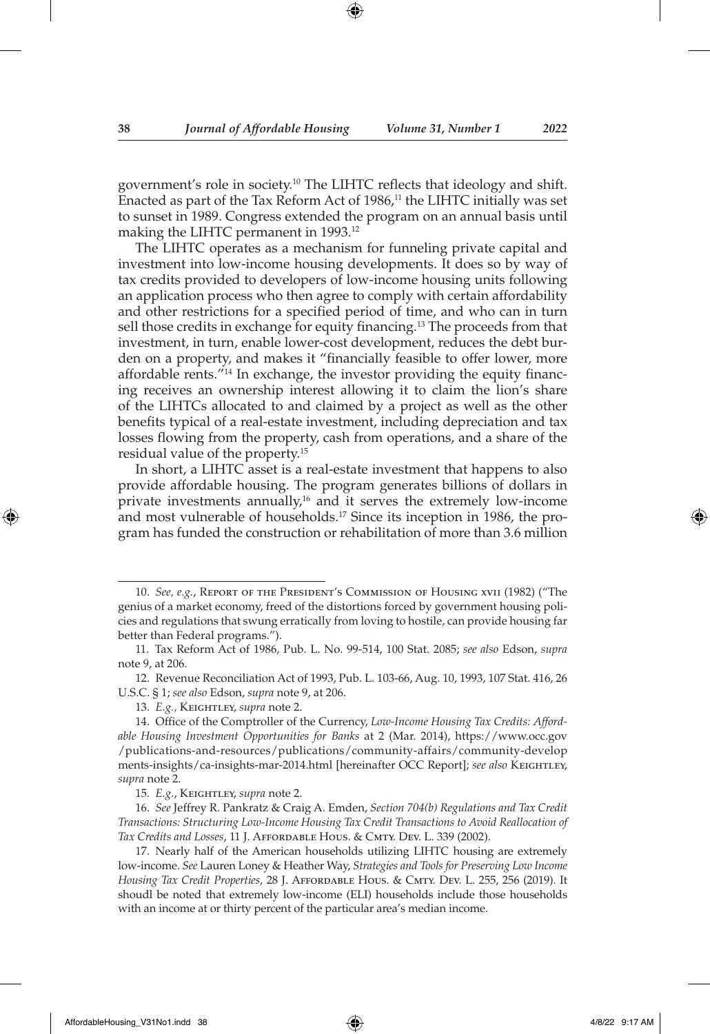government's role in society.[10] The LIHTC reflects that ideology and shift. Enacted as part of the Tax Reform Act of 1986,[11] the LIHTC initially was set to sunset in 1989. Congress extended the program on an annual basis until making the LIHTC permanent in 1993.[12]

The LIHTC operates as a mechanism for funneling private capital and investment into low-income housing developments. It does so by way of tax credits provided to developers of low-income housing units following an application process who then agree to comply with certain affordability and other restrictions for a specified period of time, and who can in turn sell those credits in exchange for equity financing.[13] The proceeds from that investment, in turn, enable lower-cost development, reduces the debt burden on a property, and makes it "financially feasible to offer lower, more affordable rents."[14] In exchange, the investor providing the equity financing receives an ownership interest allowing it to claim the lion's share of the LIHTCs allocated to and claimed by a project as well as the other benefits typical of a real-estate investment, including depreciation and tax losses flowing from the property, cash from operations, and a share of the residual value of the property.[15]

In short, a LIHTC asset is a real-estate investment that happens to also provide affordable housing. The program generates billions of dollars in private investments annually,[16] and it serves the extremely low-income and most vulnerable of households.[17] Since its inception in 1986, the program has funded the construction or rehabilitation of more than 3.6 million

---

10. *See, e.g.*, Report of the President's Commission of Housing xvii (1982) ("The genius of a market economy, freed of the distortions forced by government housing policies and regulations that swung erratically from loving to hostile, can provide housing far better than Federal programs.").

11. Tax Reform Act of 1986, Pub. L. No. 99-514, 100 Stat. 2085; *see also* Edson, *supra* note 9, at 206.

12. Revenue Reconciliation Act of 1993, Pub. L. 103-66, Aug. 10, 1993, 107 Stat. 416, 26 U.S.C. § 1; *see also* Edson, *supra* note 9, at 206.

13. *E.g.,* Keightley, *supra* note 2.

14. Office of the Comptroller of the Currency, *Low-Income Housing Tax Credits: Affordable Housing Investment Opportunities for Banks* at 2 (Mar. 2014), https://www.occ.gov/publications-and-resources/publications/community-affairs/community-developments-insights/ca-insights-mar-2014.html [hereinafter OCC Report]; *see also* Keightley, *supra* note 2.

15. *E.g.*, Keightley, *supra* note 2.

16. *See* Jeffrey R. Pankratz & Craig A. Emden, *Section 704(b) Regulations and Tax Credit Transactions: Structuring Low-Income Housing Tax Credit Transactions to Avoid Reallocation of Tax Credits and Losses*, 11 J. Affordable Hous. & Cmty. Dev. L. 339 (2002).

17. Nearly half of the American households utilizing LIHTC housing are extremely low-income. *See* Lauren Loney & Heather Way, *Strategies and Tools for Preserving Low Income Housing Tax Credit Properties*, 28 J. Affordable Hous. & Cmty. Dev. L. 255, 256 (2019). It shoudl be noted that extremely low-income (ELI) households include those households with an income at or thirty percent of the particular area's median income.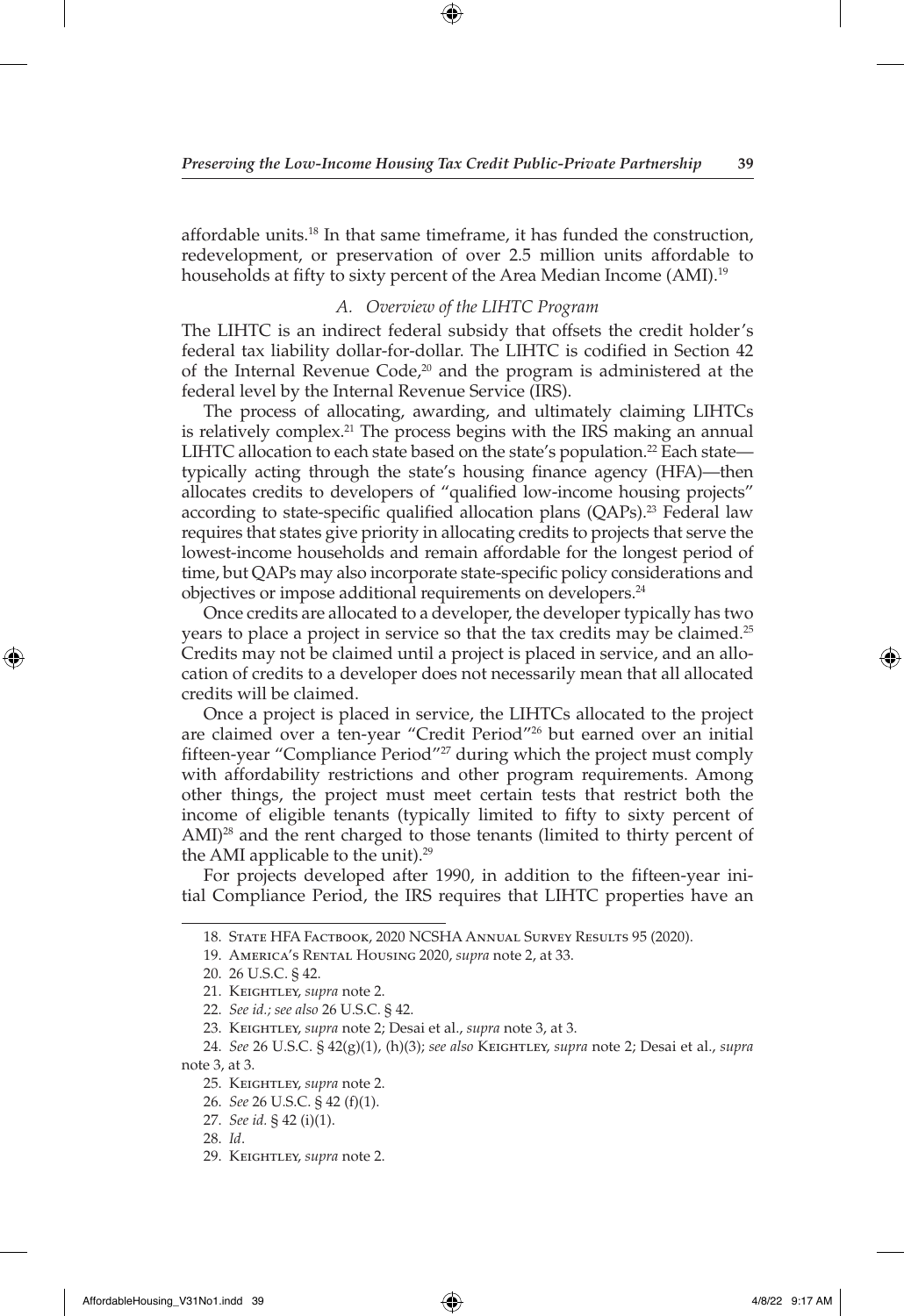affordable units.[18] In that same timeframe, it has funded the construction, redevelopment, or preservation of over 2.5 million units affordable to households at fifty to sixty percent of the Area Median Income (AMI).[19]

### *A. Overview of the LIHTC Program*

The LIHTC is an indirect federal subsidy that offsets the credit holder's federal tax liability dollar-for-dollar. The LIHTC is codified in Section 42 of the Internal Revenue Code,[20] and the program is administered at the federal level by the Internal Revenue Service (IRS).

The process of allocating, awarding, and ultimately claiming LIHTCs is relatively complex.[21] The process begins with the IRS making an annual LIHTC allocation to each state based on the state's population.[22] Each state—typically acting through the state's housing finance agency (HFA)—then allocates credits to developers of "qualified low-income housing projects" according to state-specific qualified allocation plans (QAPs).[23] Federal law requires that states give priority in allocating credits to projects that serve the lowest-income households and remain affordable for the longest period of time, but QAPs may also incorporate state-specific policy considerations and objectives or impose additional requirements on developers.[24]

Once credits are allocated to a developer, the developer typically has two years to place a project in service so that the tax credits may be claimed.[25] Credits may not be claimed until a project is placed in service, and an allocation of credits to a developer does not necessarily mean that all allocated credits will be claimed.

Once a project is placed in service, the LIHTCs allocated to the project are claimed over a ten-year "Credit Period"[26] but earned over an initial fifteen-year "Compliance Period"[27] during which the project must comply with affordability restrictions and other program requirements. Among other things, the project must meet certain tests that restrict both the income of eligible tenants (typically limited to fifty to sixty percent of AMI)[28] and the rent charged to those tenants (limited to thirty percent of the AMI applicable to the unit).[29]

For projects developed after 1990, in addition to the fifteen-year initial Compliance Period, the IRS requires that LIHTC properties have an

---

18. State HFA Factbook, 2020 NCSHA Annual Survey Results 95 (2020).

19. America's Rental Housing 2020, *supra* note 2, at 33.

20. 26 U.S.C. § 42.

21. Keightley, *supra* note 2.

22. *See id.; see also* 26 U.S.C. § 42.

23. Keightley, *supra* note 2; Desai et al., *supra* note 3, at 3.

24. *See* 26 U.S.C. § 42(g)(1), (h)(3); *see also* Keightley, *supra* note 2; Desai et al., *supra* note 3, at 3.

25. Keightley, *supra* note 2.

26. *See* 26 U.S.C. § 42 (f)(1).

27. *See id.* § 42 (i)(1).

28. *Id*.

29. Keightley, *supra* note 2.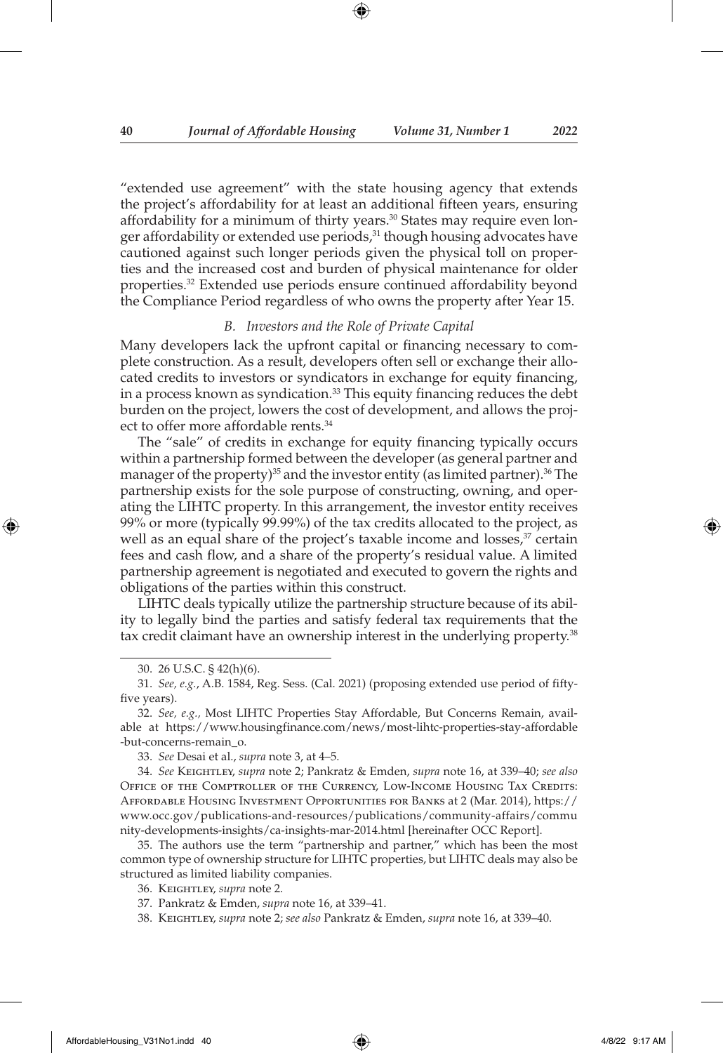"extended use agreement" with the state housing agency that extends the project's affordability for at least an additional fifteen years, ensuring affordability for a minimum of thirty years.[30] States may require even longer affordability or extended use periods,[31] though housing advocates have cautioned against such longer periods given the physical toll on properties and the increased cost and burden of physical maintenance for older properties.[32] Extended use periods ensure continued affordability beyond the Compliance Period regardless of who owns the property after Year 15.

### *B. Investors and the Role of Private Capital*

Many developers lack the upfront capital or financing necessary to complete construction. As a result, developers often sell or exchange their allocated credits to investors or syndicators in exchange for equity financing, in a process known as syndication.[33] This equity financing reduces the debt burden on the project, lowers the cost of development, and allows the project to offer more affordable rents.[34]

The "sale" of credits in exchange for equity financing typically occurs within a partnership formed between the developer (as general partner and manager of the property)[35] and the investor entity (as limited partner).[36] The partnership exists for the sole purpose of constructing, owning, and operating the LIHTC property. In this arrangement, the investor entity receives 99% or more (typically 99.99%) of the tax credits allocated to the project, as well as an equal share of the project's taxable income and losses,[37] certain fees and cash flow, and a share of the property's residual value. A limited partnership agreement is negotiated and executed to govern the rights and obligations of the parties within this construct.

LIHTC deals typically utilize the partnership structure because of its ability to legally bind the parties and satisfy federal tax requirements that the tax credit claimant have an ownership interest in the underlying property.[38]

---

30. 26 U.S.C. § 42(h)(6).

31. *See, e.g.*, A.B. 1584, Reg. Sess. (Cal. 2021) (proposing extended use period of fifty-five years).

32. *See, e.g.*, Most LIHTC Properties Stay Affordable, But Concerns Remain, available at https://www.housingfinance.com/news/most-lihtc-properties-stay-affordable-but-concerns-remain_o.

33. *See* Desai et al., *supra* note 3, at 4–5.

34. *See* Keightley, *supra* note 2; Pankratz & Emden, *supra* note 16, at 339–40; *see also* Office of the Comptroller of the Currency, Low-Income Housing Tax Credits: Affordable Housing Investment Opportunities for Banks at 2 (Mar. 2014), https://www.occ.gov/publications-and-resources/publications/community-affairs/community-developments-insights/ca-insights-mar-2014.html [hereinafter OCC Report].

35. The authors use the term "partnership and partner," which has been the most common type of ownership structure for LIHTC properties, but LIHTC deals may also be structured as limited liability companies.

36. Keightley, *supra* note 2.

37. Pankratz & Emden, *supra* note 16, at 339–41.

38. Keightley, *supra* note 2; *see also* Pankratz & Emden, *supra* note 16, at 339–40.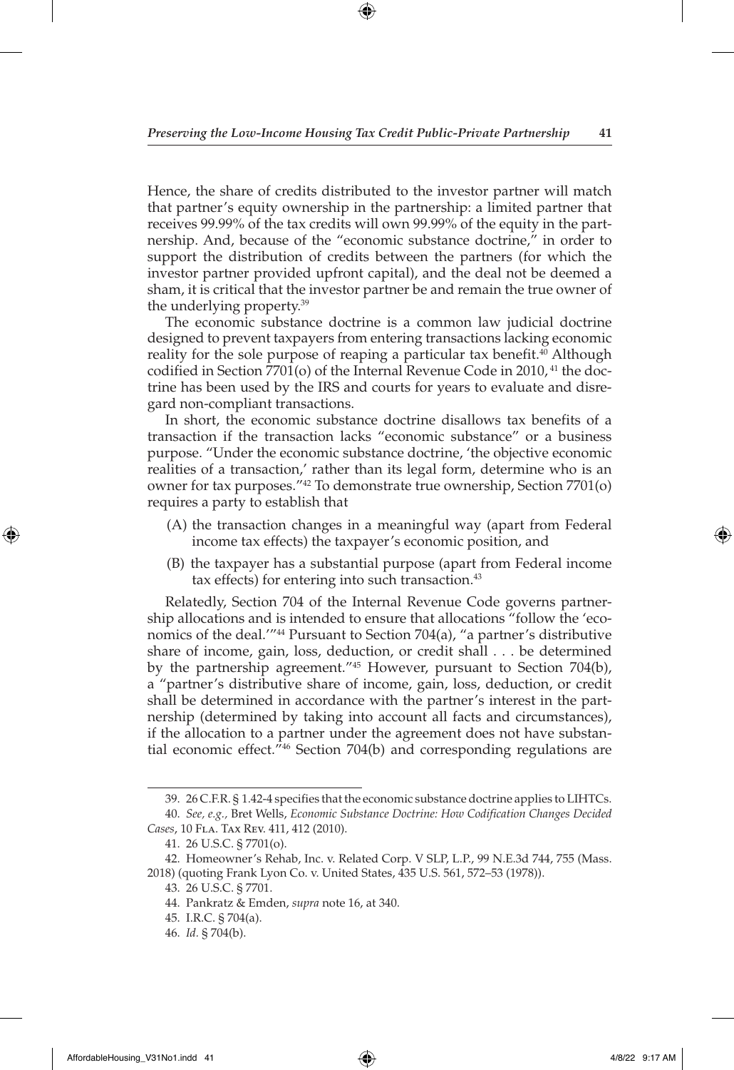Hence, the share of credits distributed to the investor partner will match that partner's equity ownership in the partnership: a limited partner that receives 99.99% of the tax credits will own 99.99% of the equity in the partnership. And, because of the "economic substance doctrine," in order to support the distribution of credits between the partners (for which the investor partner provided upfront capital), and the deal not be deemed a sham, it is critical that the investor partner be and remain the true owner of the underlying property.[39]

The economic substance doctrine is a common law judicial doctrine designed to prevent taxpayers from entering transactions lacking economic reality for the sole purpose of reaping a particular tax benefit.[40] Although codified in Section 7701(o) of the Internal Revenue Code in 2010,[41] the doctrine has been used by the IRS and courts for years to evaluate and disregard non-compliant transactions.

In short, the economic substance doctrine disallows tax benefits of a transaction if the transaction lacks "economic substance" or a business purpose. "Under the economic substance doctrine, 'the objective economic realities of a transaction,' rather than its legal form, determine who is an owner for tax purposes."[42] To demonstrate true ownership, Section 7701(o) requires a party to establish that

> (A) the transaction changes in a meaningful way (apart from Federal income tax effects) the taxpayer's economic position, and
>
> (B) the taxpayer has a substantial purpose (apart from Federal income tax effects) for entering into such transaction.[43]

Relatedly, Section 704 of the Internal Revenue Code governs partnership allocations and is intended to ensure that allocations "follow the 'economics of the deal.'"[44] Pursuant to Section 704(a), "a partner's distributive share of income, gain, loss, deduction, or credit shall . . . be determined by the partnership agreement."[45] However, pursuant to Section 704(b), a "partner's distributive share of income, gain, loss, deduction, or credit shall be determined in accordance with the partner's interest in the partnership (determined by taking into account all facts and circumstances), if the allocation to a partner under the agreement does not have substantial economic effect."[46] Section 704(b) and corresponding regulations are

---

39. 26 C.F.R. § 1.42-4 specifies that the economic substance doctrine applies to LIHTCs.

40. *See, e.g.*, Bret Wells, *Economic Substance Doctrine: How Codification Changes Decided Cases*, 10 Fla. Tax Rev. 411, 412 (2010).

41. 26 U.S.C. § 7701(o).

42. Homeowner's Rehab, Inc. v. Related Corp. V SLP, L.P., 99 N.E.3d 744, 755 (Mass. 2018) (quoting Frank Lyon Co. v. United States, 435 U.S. 561, 572–53 (1978)).

43. 26 U.S.C. § 7701.

44. Pankratz & Emden, *supra* note 16, at 340.

45. I.R.C. § 704(a).

46. *Id.* § 704(b).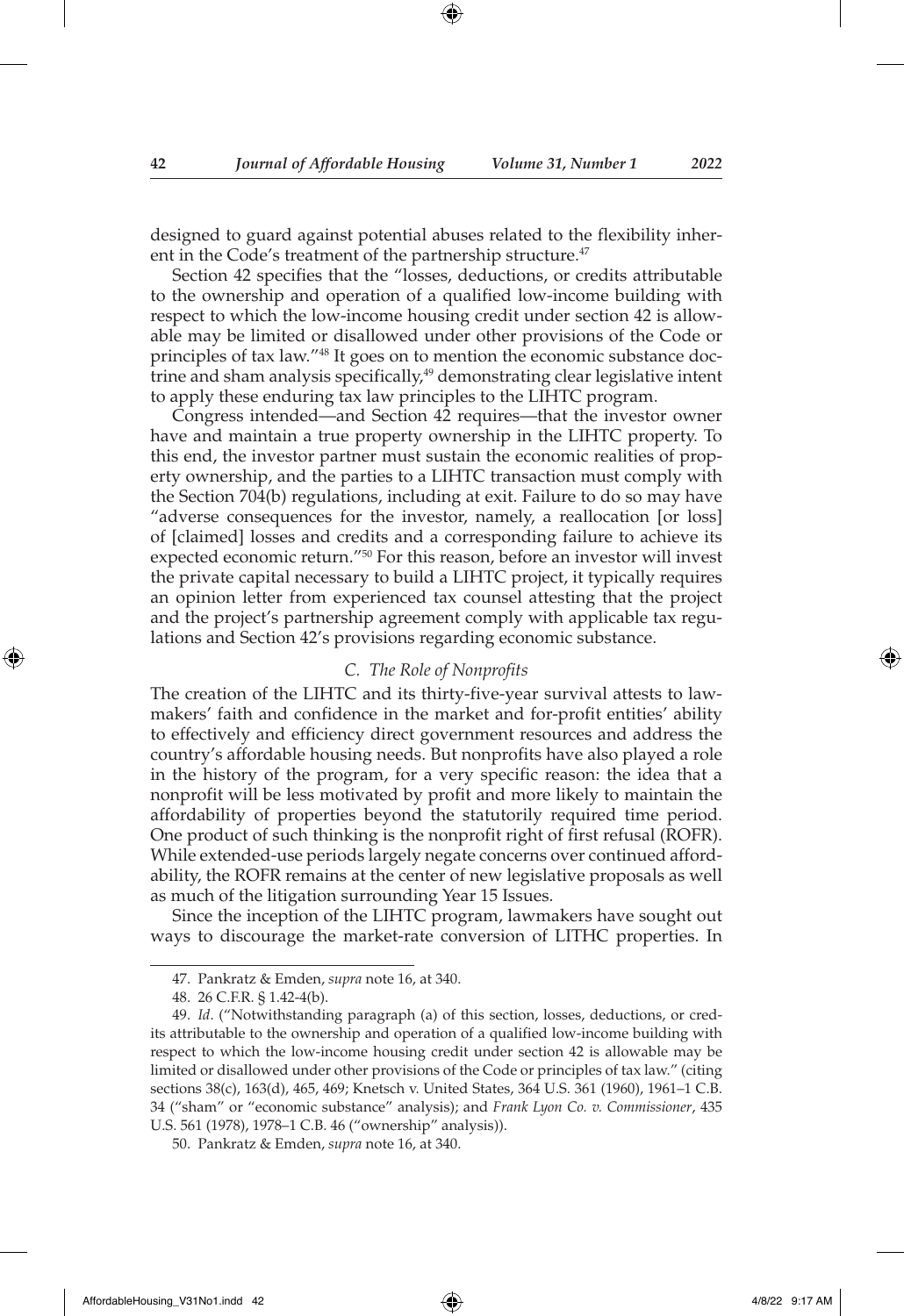designed to guard against potential abuses related to the flexibility inherent in the Code's treatment of the partnership structure.[47]

Section 42 specifies that the "losses, deductions, or credits attributable to the ownership and operation of a qualified low-income building with respect to which the low-income housing credit under section 42 is allowable may be limited or disallowed under other provisions of the Code or principles of tax law."[48] It goes on to mention the economic substance doctrine and sham analysis specifically,[49] demonstrating clear legislative intent to apply these enduring tax law principles to the LIHTC program.

Congress intended—and Section 42 requires—that the investor owner have and maintain a true property ownership in the LIHTC property. To this end, the investor partner must sustain the economic realities of property ownership, and the parties to a LIHTC transaction must comply with the Section 704(b) regulations, including at exit. Failure to do so may have "adverse consequences for the investor, namely, a reallocation [or loss] of [claimed] losses and credits and a corresponding failure to achieve its expected economic return."[50] For this reason, before an investor will invest the private capital necessary to build a LIHTC project, it typically requires an opinion letter from experienced tax counsel attesting that the project and the project's partnership agreement comply with applicable tax regulations and Section 42's provisions regarding economic substance.

### *C. The Role of Nonprofits*

The creation of the LIHTC and its thirty-five-year survival attests to lawmakers' faith and confidence in the market and for-profit entities' ability to effectively and efficiency direct government resources and address the country's affordable housing needs. But nonprofits have also played a role in the history of the program, for a very specific reason: the idea that a nonprofit will be less motivated by profit and more likely to maintain the affordability of properties beyond the statutorily required time period. One product of such thinking is the nonprofit right of first refusal (ROFR). While extended-use periods largely negate concerns over continued affordability, the ROFR remains at the center of new legislative proposals as well as much of the litigation surrounding Year 15 Issues.

Since the inception of the LIHTC program, lawmakers have sought out ways to discourage the market-rate conversion of LITHC properties. In

---

47. Pankratz & Emden, *supra* note 16, at 340.

48. 26 C.F.R. § 1.42-4(b).

49. *Id*. ("Notwithstanding paragraph (a) of this section, losses, deductions, or credits attributable to the ownership and operation of a qualified low-income building with respect to which the low-income housing credit under section 42 is allowable may be limited or disallowed under other provisions of the Code or principles of tax law." (citing sections 38(c), 163(d), 465, 469; Knetsch v. United States, 364 U.S. 361 (1960), 1961–1 C.B. 34 ("sham" or "economic substance" analysis); and *Frank Lyon Co. v. Commissioner*, 435 U.S. 561 (1978), 1978–1 C.B. 46 ("ownership" analysis)).

50. Pankratz & Emden, *supra* note 16, at 340.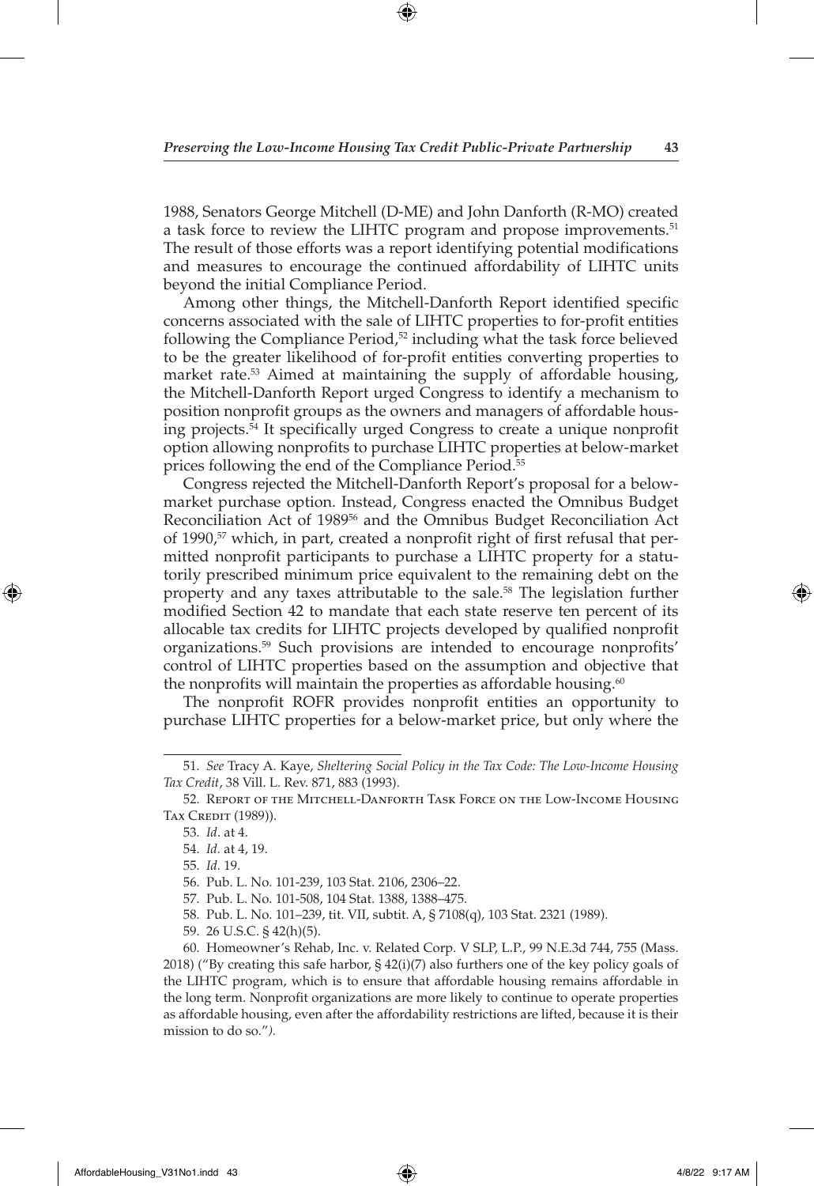1988, Senators George Mitchell (D-ME) and John Danforth (R-MO) created a task force to review the LIHTC program and propose improvements.[51] The result of those efforts was a report identifying potential modifications and measures to encourage the continued affordability of LIHTC units beyond the initial Compliance Period.

Among other things, the Mitchell-Danforth Report identified specific concerns associated with the sale of LIHTC properties to for-profit entities following the Compliance Period,[52] including what the task force believed to be the greater likelihood of for-profit entities converting properties to market rate.[53] Aimed at maintaining the supply of affordable housing, the Mitchell-Danforth Report urged Congress to identify a mechanism to position nonprofit groups as the owners and managers of affordable housing projects.[54] It specifically urged Congress to create a unique nonprofit option allowing nonprofits to purchase LIHTC properties at below-market prices following the end of the Compliance Period.[55]

Congress rejected the Mitchell-Danforth Report's proposal for a below-market purchase option. Instead, Congress enacted the Omnibus Budget Reconciliation Act of 1989[56] and the Omnibus Budget Reconciliation Act of 1990,[57] which, in part, created a nonprofit right of first refusal that permitted nonprofit participants to purchase a LIHTC property for a statutorily prescribed minimum price equivalent to the remaining debt on the property and any taxes attributable to the sale.[58] The legislation further modified Section 42 to mandate that each state reserve ten percent of its allocable tax credits for LIHTC projects developed by qualified nonprofit organizations.[59] Such provisions are intended to encourage nonprofits' control of LIHTC properties based on the assumption and objective that the nonprofits will maintain the properties as affordable housing.[60]

The nonprofit ROFR provides nonprofit entities an opportunity to purchase LIHTC properties for a below-market price, but only where the

---

51. *See* Tracy A. Kaye, *Sheltering Social Policy in the Tax Code: The Low-Income Housing Tax Credit*, 38 Vill. L. Rev. 871, 883 (1993).

52. Report of the Mitchell-Danforth Task Force on the Low-Income Housing Tax Credit (1989)).

53. *Id*. at 4.

54. *Id.* at 4, 19.

55. *Id.* 19.

56. Pub. L. No. 101-239, 103 Stat. 2106, 2306–22.

57. Pub. L. No. 101-508, 104 Stat. 1388, 1388–475.

58. Pub. L. No. 101–239, tit. VII, subtit. A, § 7108(q), 103 Stat. 2321 (1989).

59. 26 U.S.C. § 42(h)(5).

60. Homeowner's Rehab, Inc. v. Related Corp. V SLP, L.P., 99 N.E.3d 744, 755 (Mass. 2018) ("By creating this safe harbor, § 42(i)(7) also furthers one of the key policy goals of the LIHTC program, which is to ensure that affordable housing remains affordable in the long term. Nonprofit organizations are more likely to continue to operate properties as affordable housing, even after the affordability restrictions are lifted, because it is their mission to do so.").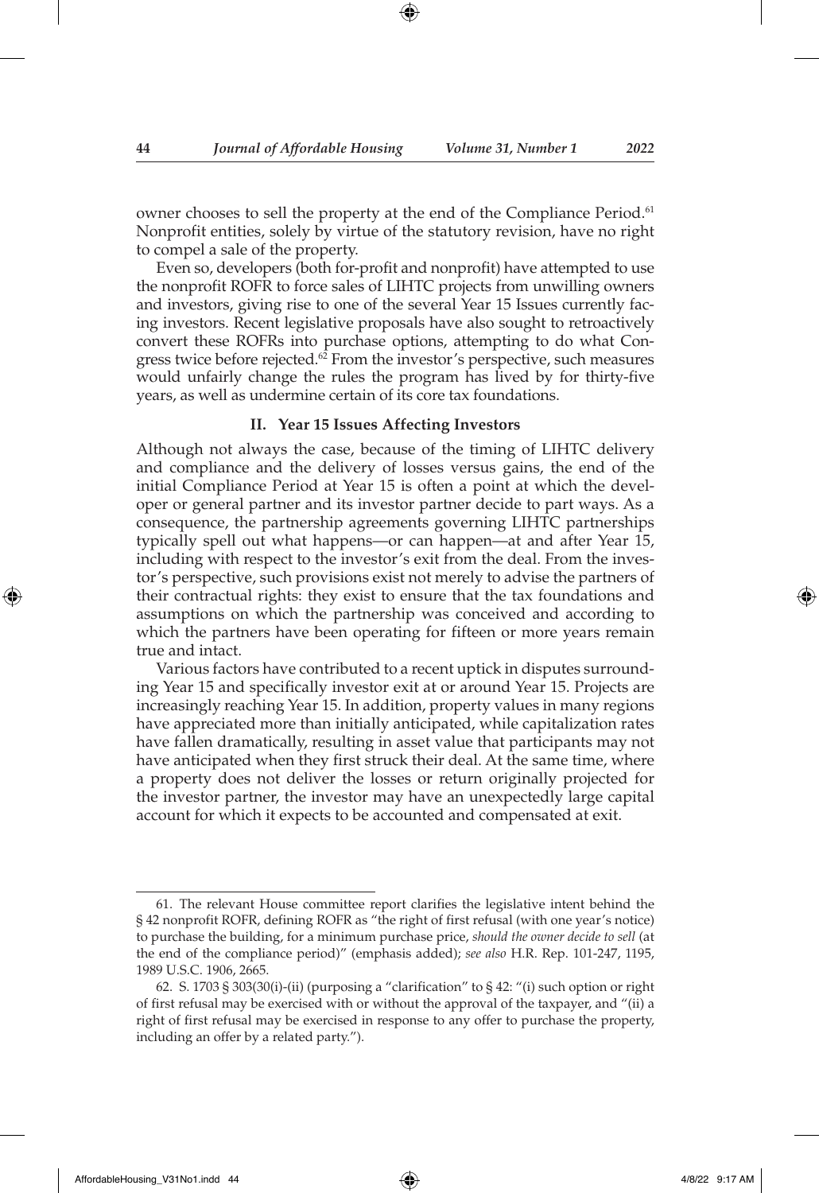owner chooses to sell the property at the end of the Compliance Period.[61] Nonprofit entities, solely by virtue of the statutory revision, have no right to compel a sale of the property.

Even so, developers (both for-profit and nonprofit) have attempted to use the nonprofit ROFR to force sales of LIHTC projects from unwilling owners and investors, giving rise to one of the several Year 15 Issues currently facing investors. Recent legislative proposals have also sought to retroactively convert these ROFRs into purchase options, attempting to do what Congress twice before rejected.[62] From the investor's perspective, such measures would unfairly change the rules the program has lived by for thirty-five years, as well as undermine certain of its core tax foundations.

## II. Year 15 Issues Affecting Investors

Although not always the case, because of the timing of LIHTC delivery and compliance and the delivery of losses versus gains, the end of the initial Compliance Period at Year 15 is often a point at which the developer or general partner and its investor partner decide to part ways. As a consequence, the partnership agreements governing LIHTC partnerships typically spell out what happens—or can happen—at and after Year 15, including with respect to the investor's exit from the deal. From the investor's perspective, such provisions exist not merely to advise the partners of their contractual rights: they exist to ensure that the tax foundations and assumptions on which the partnership was conceived and according to which the partners have been operating for fifteen or more years remain true and intact.

Various factors have contributed to a recent uptick in disputes surrounding Year 15 and specifically investor exit at or around Year 15. Projects are increasingly reaching Year 15. In addition, property values in many regions have appreciated more than initially anticipated, while capitalization rates have fallen dramatically, resulting in asset value that participants may not have anticipated when they first struck their deal. At the same time, where a property does not deliver the losses or return originally projected for the investor partner, the investor may have an unexpectedly large capital account for which it expects to be accounted and compensated at exit.

---

61. The relevant House committee report clarifies the legislative intent behind the § 42 nonprofit ROFR, defining ROFR as "the right of first refusal (with one year's notice) to purchase the building, for a minimum purchase price, *should the owner decide to sell* (at the end of the compliance period)" (emphasis added); *see also* H.R. Rep. 101-247, 1195, 1989 U.S.C. 1906, 2665.

62. S. 1703 § 303(30(i)-(ii) (purposing a "clarification" to § 42: "(i) such option or right of first refusal may be exercised with or without the approval of the taxpayer, and "(ii) a right of first refusal may be exercised in response to any offer to purchase the property, including an offer by a related party.").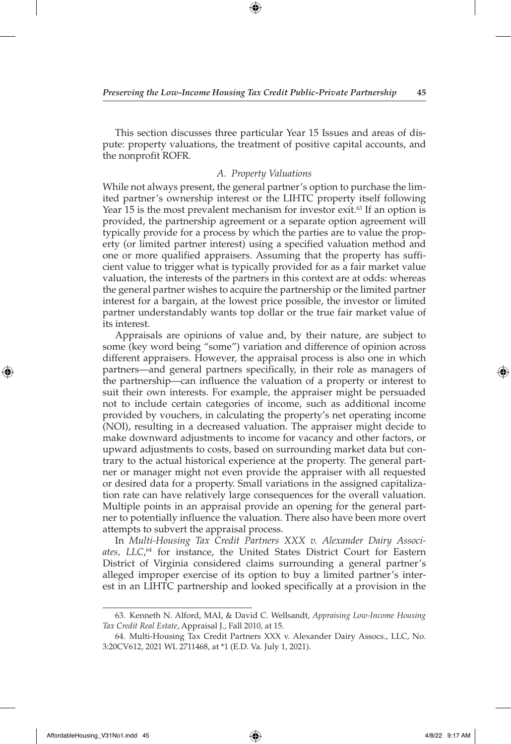This section discusses three particular Year 15 Issues and areas of dispute: property valuations, the treatment of positive capital accounts, and the nonprofit ROFR.

### *A. Property Valuations*

While not always present, the general partner's option to purchase the limited partner's ownership interest or the LIHTC property itself following Year 15 is the most prevalent mechanism for investor exit.[63] If an option is provided, the partnership agreement or a separate option agreement will typically provide for a process by which the parties are to value the property (or limited partner interest) using a specified valuation method and one or more qualified appraisers. Assuming that the property has sufficient value to trigger what is typically provided for as a fair market value valuation, the interests of the partners in this context are at odds: whereas the general partner wishes to acquire the partnership or the limited partner interest for a bargain, at the lowest price possible, the investor or limited partner understandably wants top dollar or the true fair market value of its interest.

Appraisals are opinions of value and, by their nature, are subject to some (key word being "some") variation and difference of opinion across different appraisers. However, the appraisal process is also one in which partners—and general partners specifically, in their role as managers of the partnership—can influence the valuation of a property or interest to suit their own interests. For example, the appraiser might be persuaded not to include certain categories of income, such as additional income provided by vouchers, in calculating the property's net operating income (NOI), resulting in a decreased valuation. The appraiser might decide to make downward adjustments to income for vacancy and other factors, or upward adjustments to costs, based on surrounding market data but contrary to the actual historical experience at the property. The general partner or manager might not even provide the appraiser with all requested or desired data for a property. Small variations in the assigned capitalization rate can have relatively large consequences for the overall valuation. Multiple points in an appraisal provide an opening for the general partner to potentially influence the valuation. There also have been more overt attempts to subvert the appraisal process.

In *Multi-Housing Tax Credit Partners XXX v. Alexander Dairy Associates, LLC*,[64] for instance, the United States District Court for Eastern District of Virginia considered claims surrounding a general partner's alleged improper exercise of its option to buy a limited partner's interest in an LIHTC partnership and looked specifically at a provision in the

---

63. Kenneth N. Alford, MAI, & David C. Wellsandt, *Appraising Low-Income Housing Tax Credit Real Estate*, Appraisal J., Fall 2010, at 15.

64. Multi-Housing Tax Credit Partners XXX v. Alexander Dairy Assocs., LLC, No. 3:20CV612, 2021 WL 2711468, at *1 (E.D. Va. July 1, 2021).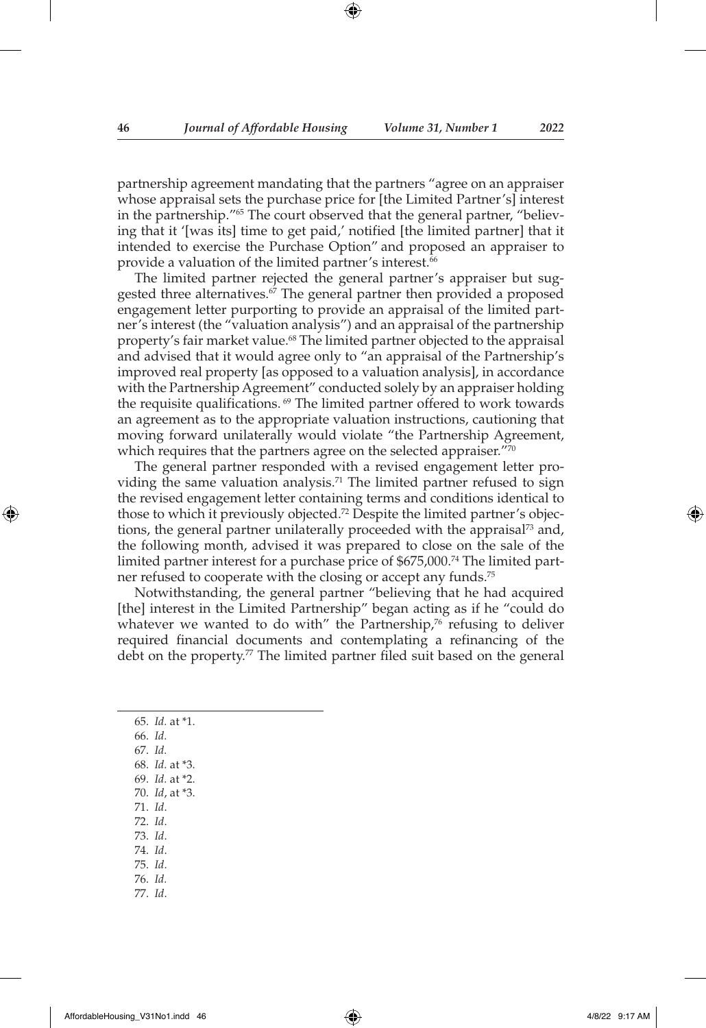partnership agreement mandating that the partners "agree on an appraiser whose appraisal sets the purchase price for [the Limited Partner's] interest in the partnership."[65] The court observed that the general partner, "believing that it '[was its] time to get paid,' notified [the limited partner] that it intended to exercise the Purchase Option" and proposed an appraiser to provide a valuation of the limited partner's interest.[66]

The limited partner rejected the general partner's appraiser but suggested three alternatives.[67] The general partner then provided a proposed engagement letter purporting to provide an appraisal of the limited partner's interest (the "valuation analysis") and an appraisal of the partnership property's fair market value.[68] The limited partner objected to the appraisal and advised that it would agree only to "an appraisal of the Partnership's improved real property [as opposed to a valuation analysis], in accordance with the Partnership Agreement" conducted solely by an appraiser holding the requisite qualifications. [69] The limited partner offered to work towards an agreement as to the appropriate valuation instructions, cautioning that moving forward unilaterally would violate "the Partnership Agreement, which requires that the partners agree on the selected appraiser."[70]

The general partner responded with a revised engagement letter providing the same valuation analysis.[71] The limited partner refused to sign the revised engagement letter containing terms and conditions identical to those to which it previously objected.[72] Despite the limited partner's objections, the general partner unilaterally proceeded with the appraisal[73] and, the following month, advised it was prepared to close on the sale of the limited partner interest for a purchase price of $675,000.[74] The limited partner refused to cooperate with the closing or accept any funds.[75]

Notwithstanding, the general partner "believing that he had acquired [the] interest in the Limited Partnership" began acting as if he "could do whatever we wanted to do with" the Partnership,[76] refusing to deliver required financial documents and contemplating a refinancing of the debt on the property.[77] The limited partner filed suit based on the general

---

65. *Id.* at *1.
66. *Id.*
67. *Id.*
68. *Id.* at *3.
69. *Id.* at *2.
70. *Id*, at *3.
71. *Id*.
72. *Id*.
73. *Id*.
74. *Id*.
75. *Id*.
76. *Id.*
77. *Id*.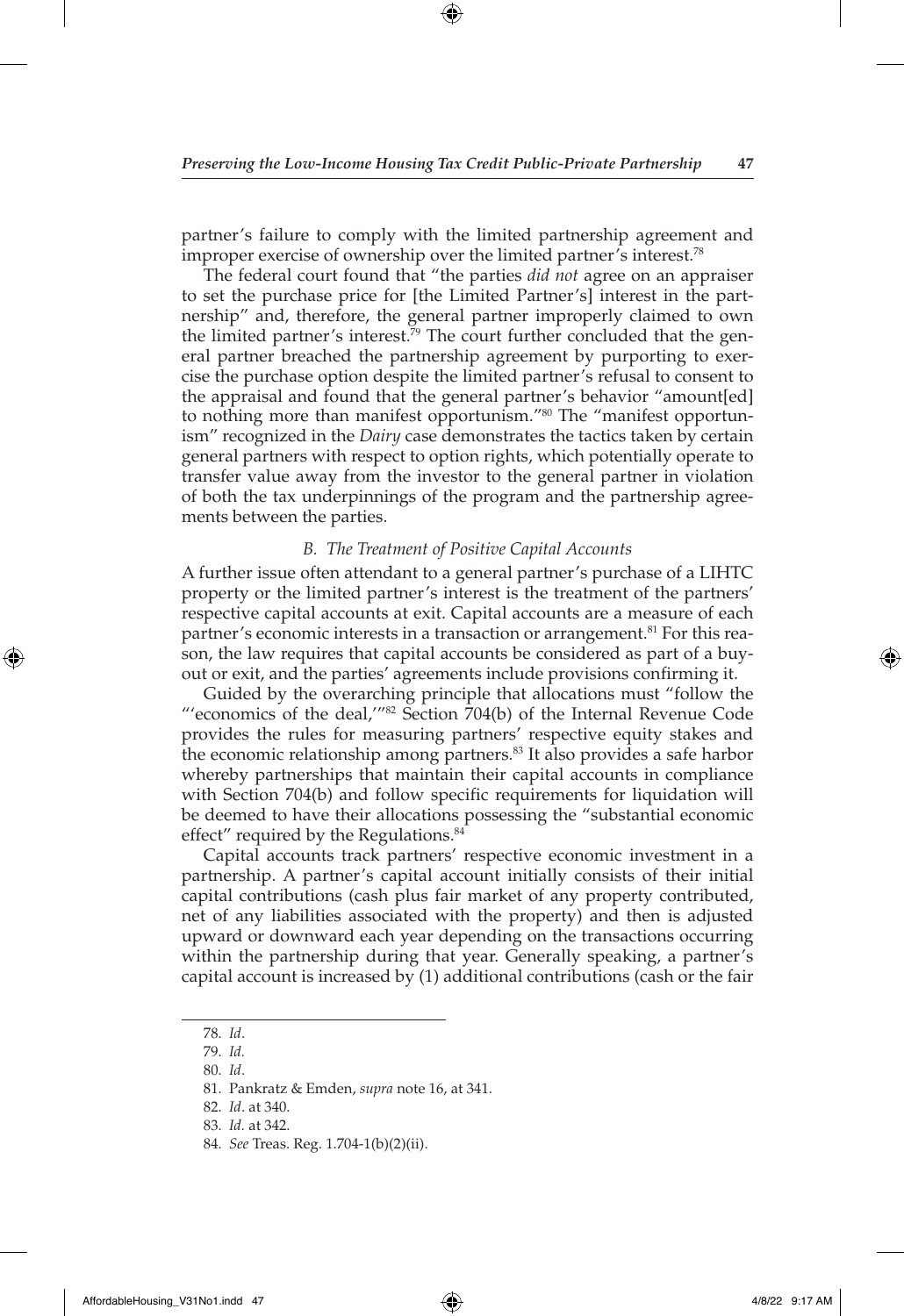partner's failure to comply with the limited partnership agreement and improper exercise of ownership over the limited partner's interest.[78]

The federal court found that "the parties *did not* agree on an appraiser to set the purchase price for [the Limited Partner's] interest in the partnership" and, therefore, the general partner improperly claimed to own the limited partner's interest.[79] The court further concluded that the general partner breached the partnership agreement by purporting to exercise the purchase option despite the limited partner's refusal to consent to the appraisal and found that the general partner's behavior "amount[ed] to nothing more than manifest opportunism."[80] The "manifest opportunism" recognized in the *Dairy* case demonstrates the tactics taken by certain general partners with respect to option rights, which potentially operate to transfer value away from the investor to the general partner in violation of both the tax underpinnings of the program and the partnership agreements between the parties.

### *B. The Treatment of Positive Capital Accounts*

A further issue often attendant to a general partner's purchase of a LIHTC property or the limited partner's interest is the treatment of the partners' respective capital accounts at exit. Capital accounts are a measure of each partner's economic interests in a transaction or arrangement.[81] For this reason, the law requires that capital accounts be considered as part of a buyout or exit, and the parties' agreements include provisions confirming it.

Guided by the overarching principle that allocations must "follow the "'economics of the deal,'"[82] Section 704(b) of the Internal Revenue Code provides the rules for measuring partners' respective equity stakes and the economic relationship among partners.[83] It also provides a safe harbor whereby partnerships that maintain their capital accounts in compliance with Section 704(b) and follow specific requirements for liquidation will be deemed to have their allocations possessing the "substantial economic effect" required by the Regulations.[84]

Capital accounts track partners' respective economic investment in a partnership. A partner's capital account initially consists of their initial capital contributions (cash plus fair market of any property contributed, net of any liabilities associated with the property) and then is adjusted upward or downward each year depending on the transactions occurring within the partnership during that year. Generally speaking, a partner's capital account is increased by (1) additional contributions (cash or the fair

---

78. *Id*.
79. *Id.*
80. *Id*.
81. Pankratz & Emden, *supra* note 16, at 341.
82. *Id*. at 340.
83. *Id.* at 342.
84. *See* Treas. Reg. 1.704-1(b)(2)(ii).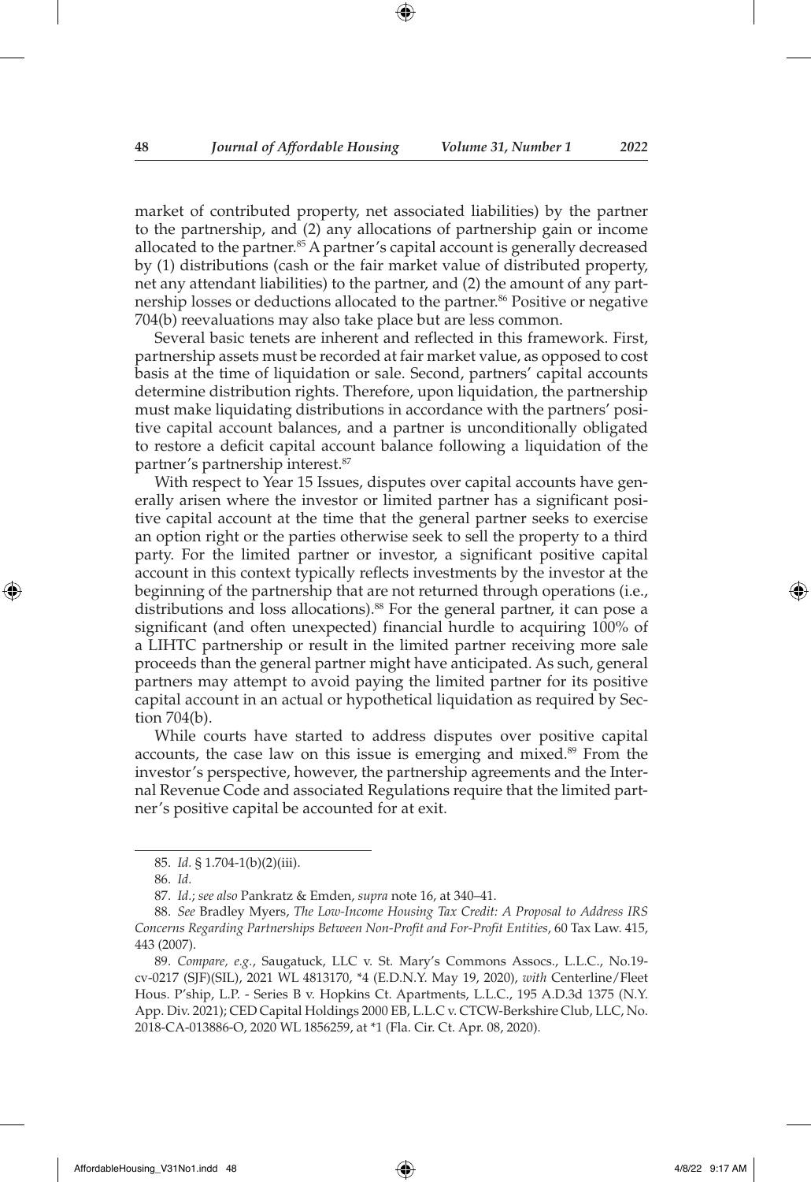market of contributed property, net associated liabilities) by the partner to the partnership, and (2) any allocations of partnership gain or income allocated to the partner.[85] A partner's capital account is generally decreased by (1) distributions (cash or the fair market value of distributed property, net any attendant liabilities) to the partner, and (2) the amount of any partnership losses or deductions allocated to the partner.[86] Positive or negative 704(b) reevaluations may also take place but are less common.

Several basic tenets are inherent and reflected in this framework. First, partnership assets must be recorded at fair market value, as opposed to cost basis at the time of liquidation or sale. Second, partners' capital accounts determine distribution rights. Therefore, upon liquidation, the partnership must make liquidating distributions in accordance with the partners' positive capital account balances, and a partner is unconditionally obligated to restore a deficit capital account balance following a liquidation of the partner's partnership interest.[87]

With respect to Year 15 Issues, disputes over capital accounts have generally arisen where the investor or limited partner has a significant positive capital account at the time that the general partner seeks to exercise an option right or the parties otherwise seek to sell the property to a third party. For the limited partner or investor, a significant positive capital account in this context typically reflects investments by the investor at the beginning of the partnership that are not returned through operations (i.e., distributions and loss allocations).[88] For the general partner, it can pose a significant (and often unexpected) financial hurdle to acquiring 100% of a LIHTC partnership or result in the limited partner receiving more sale proceeds than the general partner might have anticipated. As such, general partners may attempt to avoid paying the limited partner for its positive capital account in an actual or hypothetical liquidation as required by Section 704(b).

While courts have started to address disputes over positive capital accounts, the case law on this issue is emerging and mixed.[89] From the investor's perspective, however, the partnership agreements and the Internal Revenue Code and associated Regulations require that the limited partner's positive capital be accounted for at exit.

---

85. *Id.* § 1.704-1(b)(2)(iii).

86. *Id.*

87. *Id.*; *see also* Pankratz & Emden, *supra* note 16, at 340–41.

88. *See* Bradley Myers, *The Low-Income Housing Tax Credit: A Proposal to Address IRS Concerns Regarding Partnerships Between Non-Profit and For-Profit Entities*, 60 Tax Law. 415, 443 (2007).

89. *Compare, e.g.*, Saugatuck, LLC v. St. Mary's Commons Assocs., L.L.C., No.19-cv-0217 (SJF)(SIL), 2021 WL 4813170, *4 (E.D.N.Y. May 19, 2020), *with* Centerline/Fleet Hous. P'ship, L.P. - Series B v. Hopkins Ct. Apartments, L.L.C., 195 A.D.3d 1375 (N.Y. App. Div. 2021); CED Capital Holdings 2000 EB, L.L.C v. CTCW-Berkshire Club, LLC, No. 2018-CA-013886-O, 2020 WL 1856259, at *1 (Fla. Cir. Ct. Apr. 08, 2020).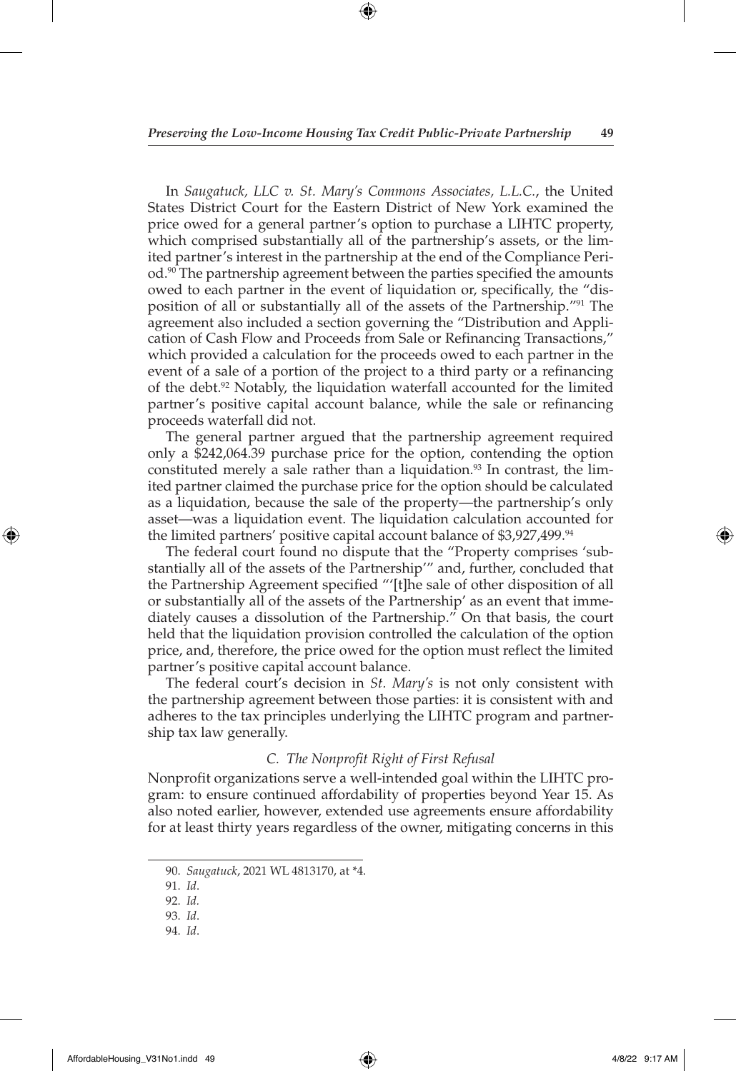In *Saugatuck, LLC v. St. Mary's Commons Associates, L.L.C.*, the United States District Court for the Eastern District of New York examined the price owed for a general partner's option to purchase a LIHTC property, which comprised substantially all of the partnership's assets, or the limited partner's interest in the partnership at the end of the Compliance Period.[90] The partnership agreement between the parties specified the amounts owed to each partner in the event of liquidation or, specifically, the "disposition of all or substantially all of the assets of the Partnership."[91] The agreement also included a section governing the "Distribution and Application of Cash Flow and Proceeds from Sale or Refinancing Transactions," which provided a calculation for the proceeds owed to each partner in the event of a sale of a portion of the project to a third party or a refinancing of the debt.[92] Notably, the liquidation waterfall accounted for the limited partner's positive capital account balance, while the sale or refinancing proceeds waterfall did not.

The general partner argued that the partnership agreement required only a $242,064.39 purchase price for the option, contending the option constituted merely a sale rather than a liquidation.[93] In contrast, the limited partner claimed the purchase price for the option should be calculated as a liquidation, because the sale of the property—the partnership's only asset—was a liquidation event. The liquidation calculation accounted for the limited partners' positive capital account balance of $3,927,499.[94]

The federal court found no dispute that the "Property comprises 'substantially all of the assets of the Partnership'" and, further, concluded that the Partnership Agreement specified "'[t]he sale of other disposition of all or substantially all of the assets of the Partnership' as an event that immediately causes a dissolution of the Partnership." On that basis, the court held that the liquidation provision controlled the calculation of the option price, and, therefore, the price owed for the option must reflect the limited partner's positive capital account balance.

The federal court's decision in *St. Mary's* is not only consistent with the partnership agreement between those parties: it is consistent with and adheres to the tax principles underlying the LIHTC program and partnership tax law generally.

### *C. The Nonprofit Right of First Refusal*

Nonprofit organizations serve a well-intended goal within the LIHTC program: to ensure continued affordability of properties beyond Year 15. As also noted earlier, however, extended use agreements ensure affordability for at least thirty years regardless of the owner, mitigating concerns in this

---

90. *Saugatuck*, 2021 WL 4813170, at *4.

91. *Id*.

92. *Id.*

93. *Id*.

94. *Id*.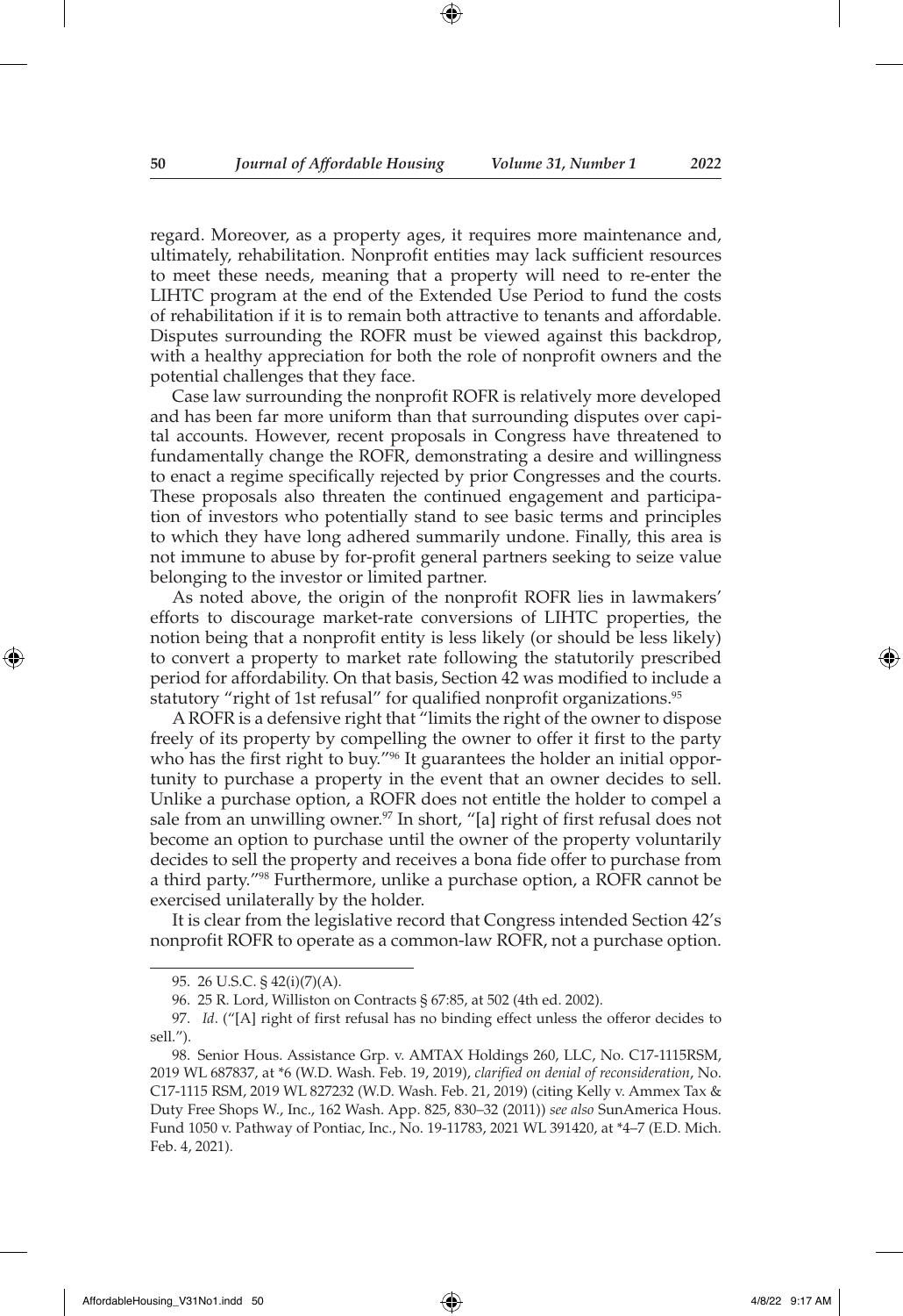regard. Moreover, as a property ages, it requires more maintenance and, ultimately, rehabilitation. Nonprofit entities may lack sufficient resources to meet these needs, meaning that a property will need to re-enter the LIHTC program at the end of the Extended Use Period to fund the costs of rehabilitation if it is to remain both attractive to tenants and affordable. Disputes surrounding the ROFR must be viewed against this backdrop, with a healthy appreciation for both the role of nonprofit owners and the potential challenges that they face.

Case law surrounding the nonprofit ROFR is relatively more developed and has been far more uniform than that surrounding disputes over capital accounts. However, recent proposals in Congress have threatened to fundamentally change the ROFR, demonstrating a desire and willingness to enact a regime specifically rejected by prior Congresses and the courts. These proposals also threaten the continued engagement and participation of investors who potentially stand to see basic terms and principles to which they have long adhered summarily undone. Finally, this area is not immune to abuse by for-profit general partners seeking to seize value belonging to the investor or limited partner.

As noted above, the origin of the nonprofit ROFR lies in lawmakers' efforts to discourage market-rate conversions of LIHTC properties, the notion being that a nonprofit entity is less likely (or should be less likely) to convert a property to market rate following the statutorily prescribed period for affordability. On that basis, Section 42 was modified to include a statutory "right of 1st refusal" for qualified nonprofit organizations.[95]

A ROFR is a defensive right that "limits the right of the owner to dispose freely of its property by compelling the owner to offer it first to the party who has the first right to buy."[96] It guarantees the holder an initial opportunity to purchase a property in the event that an owner decides to sell. Unlike a purchase option, a ROFR does not entitle the holder to compel a sale from an unwilling owner.[97] In short, "[a] right of first refusal does not become an option to purchase until the owner of the property voluntarily decides to sell the property and receives a bona fide offer to purchase from a third party."[98] Furthermore, unlike a purchase option, a ROFR cannot be exercised unilaterally by the holder.

It is clear from the legislative record that Congress intended Section 42's nonprofit ROFR to operate as a common-law ROFR, not a purchase option.

---

95. 26 U.S.C. § 42(i)(7)(A).

96. 25 R. Lord, Williston on Contracts § 67:85, at 502 (4th ed. 2002).

97. *Id*. ("[A] right of first refusal has no binding effect unless the offeror decides to sell.").

98. Senior Hous. Assistance Grp. v. AMTAX Holdings 260, LLC, No. C17-1115RSM, 2019 WL 687837, at *6 (W.D. Wash. Feb. 19, 2019), *clarified on denial of reconsideration*, No. C17-1115 RSM, 2019 WL 827232 (W.D. Wash. Feb. 21, 2019) (citing Kelly v. Ammex Tax & Duty Free Shops W., Inc., 162 Wash. App. 825, 830–32 (2011)) *see also* SunAmerica Hous. Fund 1050 v. Pathway of Pontiac, Inc., No. 19-11783, 2021 WL 391420, at *4–7 (E.D. Mich. Feb. 4, 2021).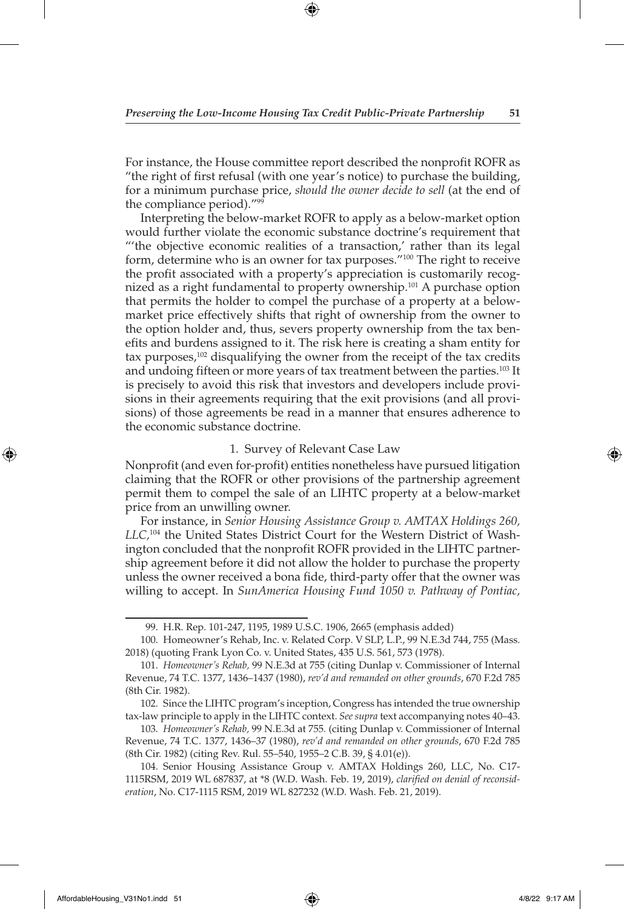For instance, the House committee report described the nonprofit ROFR as "the right of first refusal (with one year's notice) to purchase the building, for a minimum purchase price, *should the owner decide to sell* (at the end of the compliance period)."[99]

Interpreting the below-market ROFR to apply as a below-market option would further violate the economic substance doctrine's requirement that "'the objective economic realities of a transaction,' rather than its legal form, determine who is an owner for tax purposes."[100] The right to receive the profit associated with a property's appreciation is customarily recognized as a right fundamental to property ownership.[101] A purchase option that permits the holder to compel the purchase of a property at a below-market price effectively shifts that right of ownership from the owner to the option holder and, thus, severs property ownership from the tax benefits and burdens assigned to it. The risk here is creating a sham entity for tax purposes,[102] disqualifying the owner from the receipt of the tax credits and undoing fifteen or more years of tax treatment between the parties.[103] It is precisely to avoid this risk that investors and developers include provisions in their agreements requiring that the exit provisions (and all provisions) of those agreements be read in a manner that ensures adherence to the economic substance doctrine.

### 1. Survey of Relevant Case Law

Nonprofit (and even for-profit) entities nonetheless have pursued litigation claiming that the ROFR or other provisions of the partnership agreement permit them to compel the sale of an LIHTC property at a below-market price from an unwilling owner.

For instance, in *Senior Housing Assistance Group v. AMTAX Holdings 260, LLC*,[104] the United States District Court for the Western District of Washington concluded that the nonprofit ROFR provided in the LIHTC partnership agreement before it did not allow the holder to purchase the property unless the owner received a bona fide, third-party offer that the owner was willing to accept. In *SunAmerica Housing Fund 1050 v. Pathway of Pontiac,*

---

99. H.R. Rep. 101-247, 1195, 1989 U.S.C.C. 1906, 2665 (emphasis added)

100. Homeowner's Rehab, Inc. v. Related Corp. V SLP, L.P., 99 N.E.3d 744, 755 (Mass. 2018) (quoting Frank Lyon Co. v. United States, 435 U.S. 561, 573 (1978).

101. *Homeowner's Rehab,* 99 N.E.3d at 755 (citing Dunlap v. Commissioner of Internal Revenue, 74 T.C. 1377, 1436–1437 (1980), *rev'd and remanded on other grounds*, 670 F.2d 785 (8th Cir. 1982).

102. Since the LIHTC program's inception, Congress has intended the true ownership tax-law principle to apply in the LIHTC context. *See supra* text accompanying notes 40–43.

103. *Homeowner's Rehab,* 99 N.E.3d at 755. (citing Dunlap v. Commissioner of Internal Revenue, 74 T.C. 1377, 1436–37 (1980), *rev'd and remanded on other grounds*, 670 F.2d 785 (8th Cir. 1982) (citing Rev. Rul. 55–540, 1955–2 C.B. 39, § 4.01(e)).

104. Senior Housing Assistance Group v. AMTAX Holdings 260, LLC, No. C17-1115RSM, 2019 WL 687837, at *8 (W.D. Wash. Feb. 19, 2019), *clarified on denial of reconsideration*, No. C17-1115 RSM, 2019 WL 827232 (W.D. Wash. Feb. 21, 2019).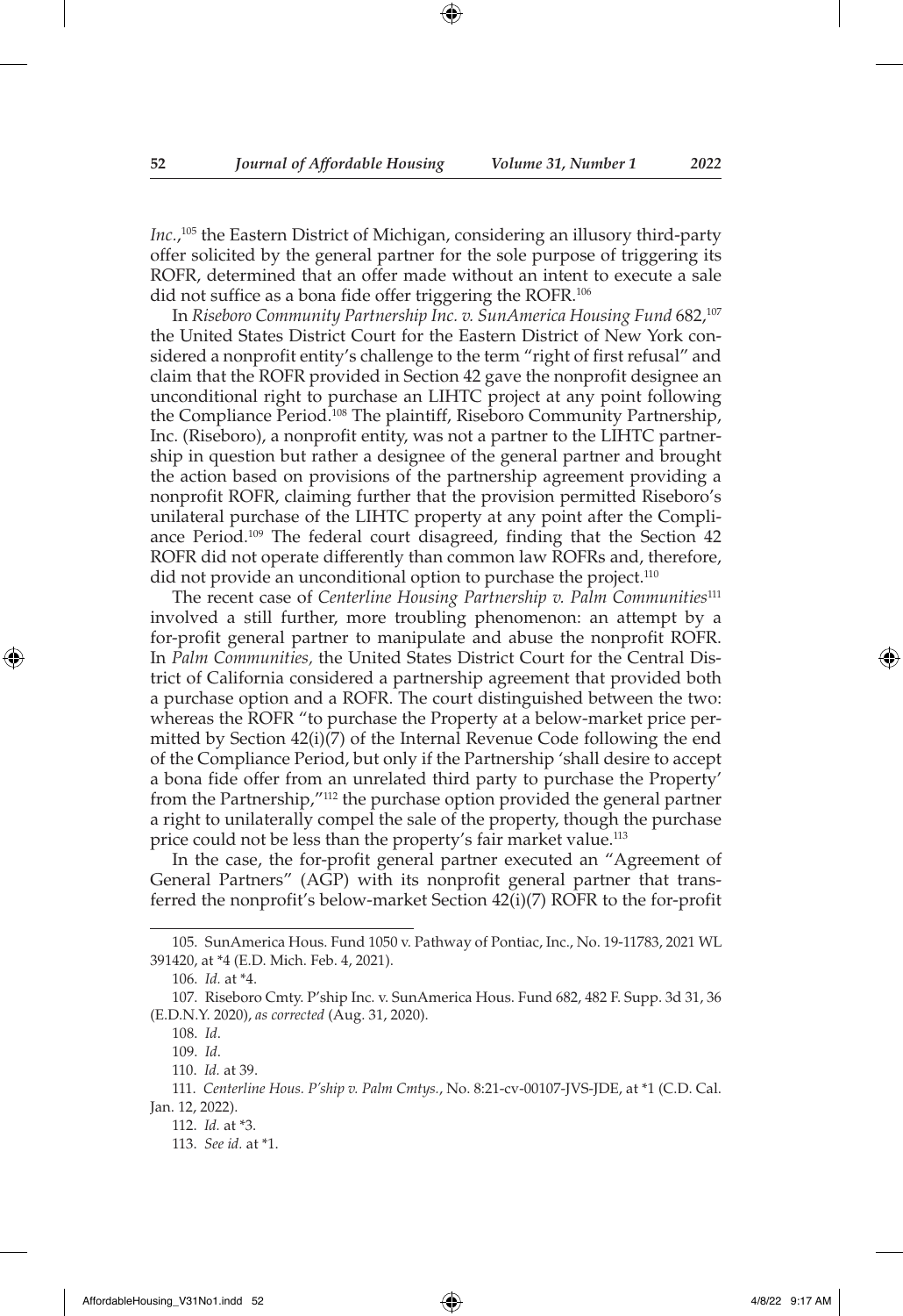*Inc.*,[105] the Eastern District of Michigan, considering an illusory third-party offer solicited by the general partner for the sole purpose of triggering its ROFR, determined that an offer made without an intent to execute a sale did not suffice as a bona fide offer triggering the ROFR.[106]

In *Riseboro Community Partnership Inc. v. SunAmerica Housing Fund* 682,[107] the United States District Court for the Eastern District of New York considered a nonprofit entity's challenge to the term "right of first refusal" and claim that the ROFR provided in Section 42 gave the nonprofit designee an unconditional right to purchase an LIHTC project at any point following the Compliance Period.[108] The plaintiff, Riseboro Community Partnership, Inc. (Riseboro), a nonprofit entity, was not a partner to the LIHTC partnership in question but rather a designee of the general partner and brought the action based on provisions of the partnership agreement providing a nonprofit ROFR, claiming further that the provision permitted Riseboro's unilateral purchase of the LIHTC property at any point after the Compliance Period.[109] The federal court disagreed, finding that the Section 42 ROFR did not operate differently than common law ROFRs and, therefore, did not provide an unconditional option to purchase the project.[110]

The recent case of *Centerline Housing Partnership v. Palm Communities*[111] involved a still further, more troubling phenomenon: an attempt by a for-profit general partner to manipulate and abuse the nonprofit ROFR. In *Palm Communities,* the United States District Court for the Central District of California considered a partnership agreement that provided both a purchase option and a ROFR. The court distinguished between the two: whereas the ROFR "to purchase the Property at a below-market price permitted by Section 42(i)(7) of the Internal Revenue Code following the end of the Compliance Period, but only if the Partnership 'shall desire to accept a bona fide offer from an unrelated third party to purchase the Property' from the Partnership,"[112] the purchase option provided the general partner a right to unilaterally compel the sale of the property, though the purchase price could not be less than the property's fair market value.[113]

In the case, the for-profit general partner executed an "Agreement of General Partners" (AGP) with its nonprofit general partner that transferred the nonprofit's below-market Section 42(i)(7) ROFR to the for-profit

---

105. SunAmerica Hous. Fund 1050 v. Pathway of Pontiac, Inc., No. 19-11783, 2021 WL 391420, at *4 (E.D. Mich. Feb. 4, 2021).

106. *Id.* at *4.

107. Riseboro Cmty. P'ship Inc. v. SunAmerica Hous. Fund 682, 482 F. Supp. 3d 31, 36 (E.D.N.Y. 2020), *as corrected* (Aug. 31, 2020).

108. *Id.*

109. *Id.*

110. *Id.* at 39.

111. *Centerline Hous. P'ship v. Palm Cmtys.*, No. 8:21-cv-00107-JVS-JDE, at *1 (C.D. Cal. Jan. 12, 2022).

112. *Id.* at *3.

113. *See id.* at *1.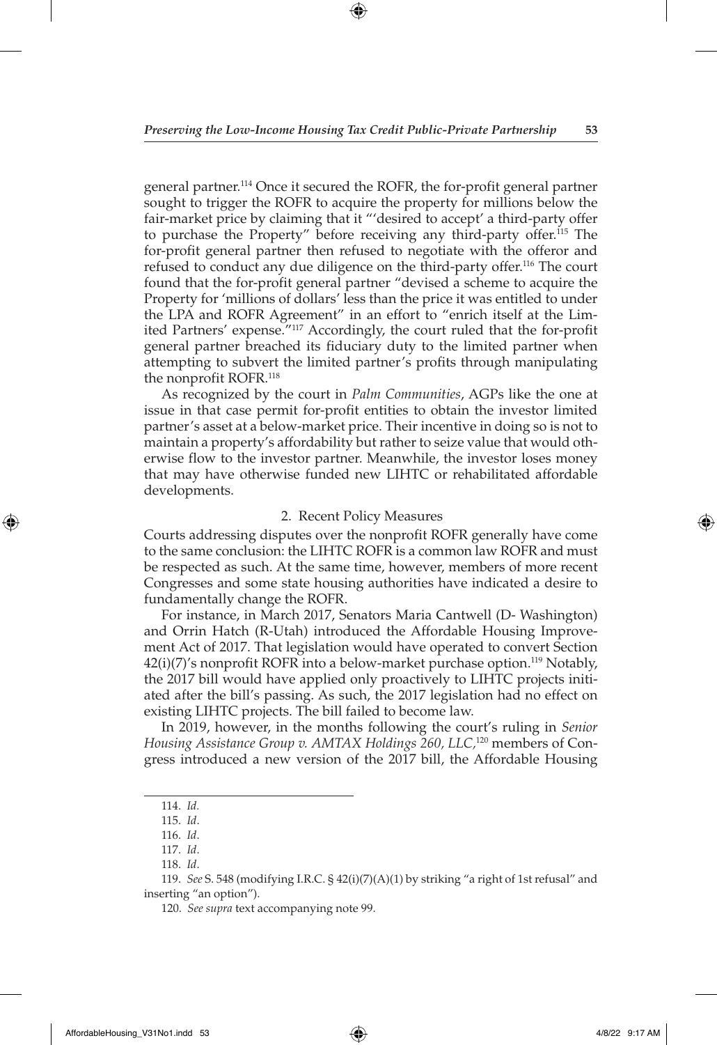general partner.[114] Once it secured the ROFR, the for-profit general partner sought to trigger the ROFR to acquire the property for millions below the fair-market price by claiming that it "'desired to accept' a third-party offer to purchase the Property" before receiving any third-party offer.[115] The for-profit general partner then refused to negotiate with the offeror and refused to conduct any due diligence on the third-party offer.[116] The court found that the for-profit general partner "devised a scheme to acquire the Property for 'millions of dollars' less than the price it was entitled to under the LPA and ROFR Agreement" in an effort to "enrich itself at the Limited Partners' expense."[117] Accordingly, the court ruled that the for-profit general partner breached its fiduciary duty to the limited partner when attempting to subvert the limited partner's profits through manipulating the nonprofit ROFR.[118]

As recognized by the court in *Palm Communities*, AGPs like the one at issue in that case permit for-profit entities to obtain the investor limited partner's asset at a below-market price. Their incentive in doing so is not to maintain a property's affordability but rather to seize value that would otherwise flow to the investor partner. Meanwhile, the investor loses money that may have otherwise funded new LIHTC or rehabilitated affordable developments.

### 2. Recent Policy Measures

Courts addressing disputes over the nonprofit ROFR generally have come to the same conclusion: the LIHTC ROFR is a common law ROFR and must be respected as such. At the same time, however, members of more recent Congresses and some state housing authorities have indicated a desire to fundamentally change the ROFR.

For instance, in March 2017, Senators Maria Cantwell (D- Washington) and Orrin Hatch (R-Utah) introduced the Affordable Housing Improvement Act of 2017. That legislation would have operated to convert Section 42(i)(7)'s nonprofit ROFR into a below-market purchase option.[119] Notably, the 2017 bill would have applied only proactively to LIHTC projects initiated after the bill's passing. As such, the 2017 legislation had no effect on existing LIHTC projects. The bill failed to become law.

In 2019, however, in the months following the court's ruling in *Senior Housing Assistance Group v. AMTAX Holdings 260, LLC*,[120] members of Congress introduced a new version of the 2017 bill, the Affordable Housing

---

114. *Id.*

115. *Id*.

116. *Id*.

117. *Id*.

118. *Id*.

119. *See* S. 548 (modifying I.R.C. § 42(i)(7)(A)(1) by striking "a right of 1st refusal" and inserting "an option").

120. *See supra* text accompanying note 99.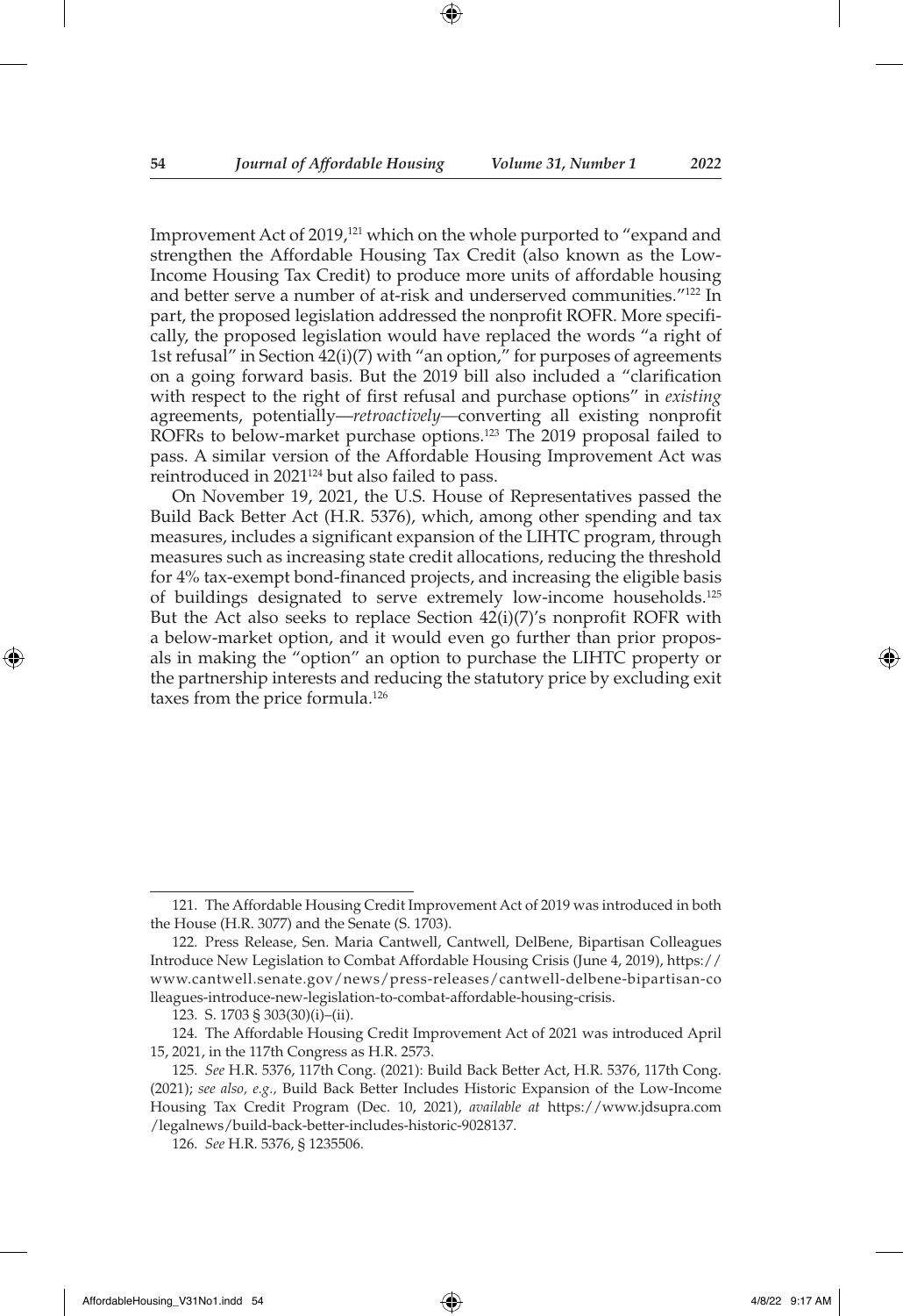Improvement Act of 2019,[121] which on the whole purported to "expand and strengthen the Affordable Housing Tax Credit (also known as the Low-Income Housing Tax Credit) to produce more units of affordable housing and better serve a number of at-risk and underserved communities."[122] In part, the proposed legislation addressed the nonprofit ROFR. More specifically, the proposed legislation would have replaced the words "a right of 1st refusal" in Section 42(i)(7) with "an option," for purposes of agreements on a going forward basis. But the 2019 bill also included a "clarification with respect to the right of first refusal and purchase options" in *existing* agreements, potentially—*retroactively*—converting all existing nonprofit ROFRs to below-market purchase options.[123] The 2019 proposal failed to pass. A similar version of the Affordable Housing Improvement Act was reintroduced in 2021[124] but also failed to pass.

On November 19, 2021, the U.S. House of Representatives passed the Build Back Better Act (H.R. 5376), which, among other spending and tax measures, includes a significant expansion of the LIHTC program, through measures such as increasing state credit allocations, reducing the threshold for 4% tax-exempt bond-financed projects, and increasing the eligible basis of buildings designated to serve extremely low-income households.[125] But the Act also seeks to replace Section 42(i)(7)'s nonprofit ROFR with a below-market option, and it would even go further than prior proposals in making the "option" an option to purchase the LIHTC property or the partnership interests and reducing the statutory price by excluding exit taxes from the price formula.[126]

---

121. The Affordable Housing Credit Improvement Act of 2019 was introduced in both the House (H.R. 3077) and the Senate (S. 1703).

122. Press Release, Sen. Maria Cantwell, Cantwell, DelBene, Bipartisan Colleagues Introduce New Legislation to Combat Affordable Housing Crisis (June 4, 2019), https://www.cantwell.senate.gov/news/press-releases/cantwell-delbene-bipartisan-colleagues-introduce-new-legislation-to-combat-affordable-housing-crisis.

123. S. 1703 § 303(30)(i)–(ii).

124. The Affordable Housing Credit Improvement Act of 2021 was introduced April 15, 2021, in the 117th Congress as H.R. 2573.

125. *See* H.R. 5376, 117th Cong. (2021): Build Back Better Act, H.R. 5376, 117th Cong. (2021); *see also, e.g.*, Build Back Better Includes Historic Expansion of the Low-Income Housing Tax Credit Program (Dec. 10, 2021), *available at* https://www.jdsupra.com/legalnews/build-back-better-includes-historic-9028137.

126. *See* H.R. 5376, § 1235506.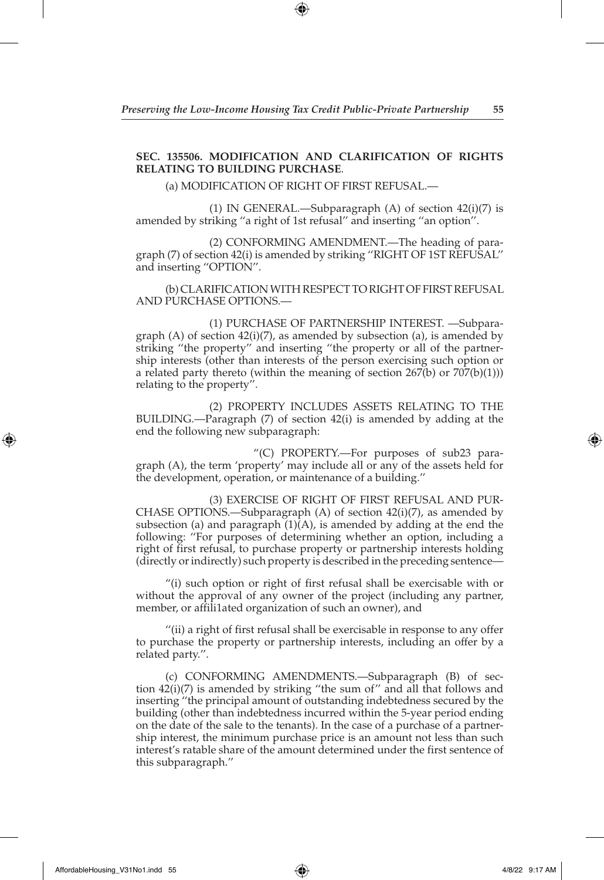**SEC. 135506. MODIFICATION AND CLARIFICATION OF RIGHTS RELATING TO BUILDING PURCHASE**.

(a) MODIFICATION OF RIGHT OF FIRST REFUSAL.—

(1) IN GENERAL.—Subparagraph (A) of section 42(i)(7) is amended by striking ''a right of 1st refusal'' and inserting ''an option''.

(2) CONFORMING AMENDMENT.—The heading of paragraph (7) of section 42(i) is amended by striking ''RIGHT OF 1ST REFUSAL'' and inserting ''OPTION''.

(b) CLARIFICATION WITH RESPECT TO RIGHT OF FIRST REFUSAL AND PURCHASE OPTIONS.—

(1) PURCHASE OF PARTNERSHIP INTEREST. —Subparagraph (A) of section 42(i)(7), as amended by subsection (a), is amended by striking ''the property'' and inserting ''the property or all of the partnership interests (other than interests of the person exercising such option or a related party thereto (within the meaning of section 267(b) or 707(b)(1))) relating to the property''.

(2) PROPERTY INCLUDES ASSETS RELATING TO THE BUILDING.—Paragraph (7) of section 42(i) is amended by adding at the end the following new subparagraph:

''(C) PROPERTY.—For purposes of sub23 paragraph (A), the term 'property' may include all or any of the assets held for the development, operation, or maintenance of a building.''

(3) EXERCISE OF RIGHT OF FIRST REFUSAL AND PURCHASE OPTIONS.—Subparagraph (A) of section 42(i)(7), as amended by subsection (a) and paragraph (1)(A), is amended by adding at the end the following: ''For purposes of determining whether an option, including a right of first refusal, to purchase property or partnership interests holding (directly or indirectly) such property is described in the preceding sentence—

''(i) such option or right of first refusal shall be exercisable with or without the approval of any owner of the project (including any partner, member, or affili1ated organization of such an owner), and

''(ii) a right of first refusal shall be exercisable in response to any offer to purchase the property or partnership interests, including an offer by a related party.''.

(c) CONFORMING AMENDMENTS.—Subparagraph (B) of section 42(i)(7) is amended by striking ''the sum of'' and all that follows and inserting ''the principal amount of outstanding indebtedness secured by the building (other than indebtedness incurred within the 5-year period ending on the date of the sale to the tenants). In the case of a purchase of a partnership interest, the minimum purchase price is an amount not less than such interest's ratable share of the amount determined under the first sentence of this subparagraph.''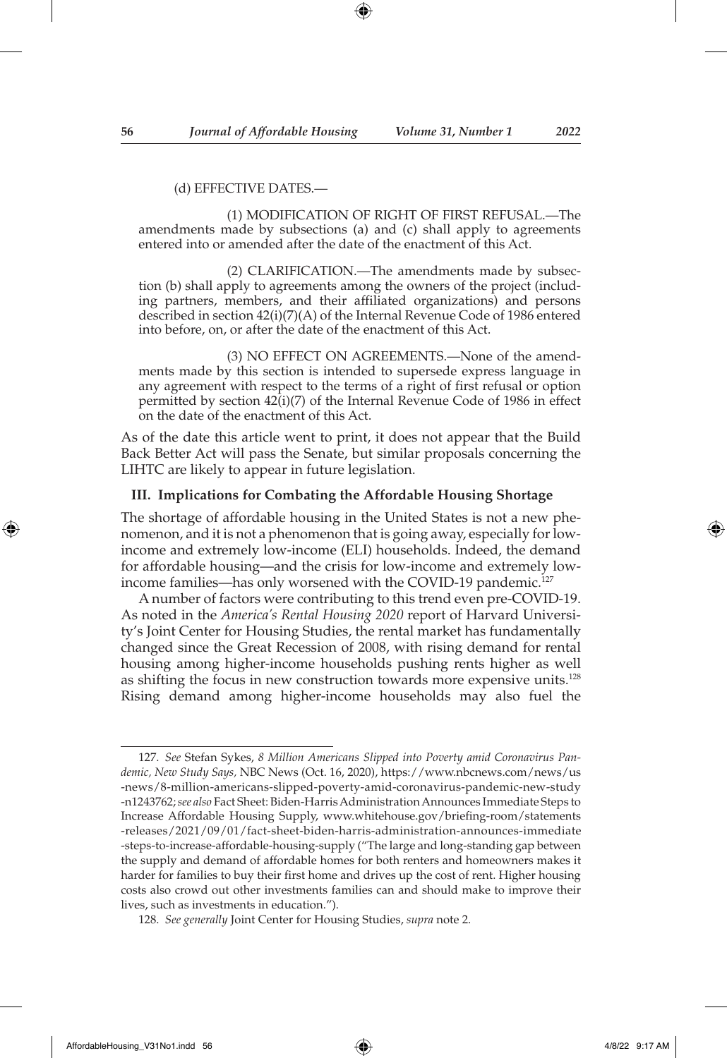(d) EFFECTIVE DATES.—

(1) MODIFICATION OF RIGHT OF FIRST REFUSAL.—The amendments made by subsections (a) and (c) shall apply to agreements entered into or amended after the date of the enactment of this Act.

(2) CLARIFICATION.—The amendments made by subsection (b) shall apply to agreements among the owners of the project (including partners, members, and their affiliated organizations) and persons described in section 42(i)(7)(A) of the Internal Revenue Code of 1986 entered into before, on, or after the date of the enactment of this Act.

(3) NO EFFECT ON AGREEMENTS.—None of the amendments made by this section is intended to supersede express language in any agreement with respect to the terms of a right of first refusal or option permitted by section 42(i)(7) of the Internal Revenue Code of 1986 in effect on the date of the enactment of this Act.

As of the date this article went to print, it does not appear that the Build Back Better Act will pass the Senate, but similar proposals concerning the LIHTC are likely to appear in future legislation.

## III. Implications for Combating the Affordable Housing Shortage

The shortage of affordable housing in the United States is not a new phenomenon, and it is not a phenomenon that is going away, especially for low-income and extremely low-income (ELI) households. Indeed, the demand for affordable housing—and the crisis for low-income and extremely low-income families—has only worsened with the COVID-19 pandemic.[127]

A number of factors were contributing to this trend even pre-COVID-19. As noted in the *America's Rental Housing 2020* report of Harvard University's Joint Center for Housing Studies, the rental market has fundamentally changed since the Great Recession of 2008, with rising demand for rental housing among higher-income households pushing rents higher as well as shifting the focus in new construction towards more expensive units.[128] Rising demand among higher-income households may also fuel the

---

127. *See* Stefan Sykes, *8 Million Americans Slipped into Poverty amid Coronavirus Pandemic, New Study Says,* NBC News (Oct. 16, 2020), https://www.nbcnews.com/news/us-news/8-million-americans-slipped-poverty-amid-coronavirus-pandemic-new-study-n1243762; *see also* Fact Sheet: Biden-Harris Administration Announces Immediate Steps to Increase Affordable Housing Supply, www.whitehouse.gov/briefing-room/statements-releases/2021/09/01/fact-sheet-biden-harris-administration-announces-immediate-steps-to-increase-affordable-housing-supply ("The large and long-standing gap between the supply and demand of affordable homes for both renters and homeowners makes it harder for families to buy their first home and drives up the cost of rent. Higher housing costs also crowd out other investments families can and should make to improve their lives, such as investments in education.").

128. *See generally* Joint Center for Housing Studies, *supra* note 2.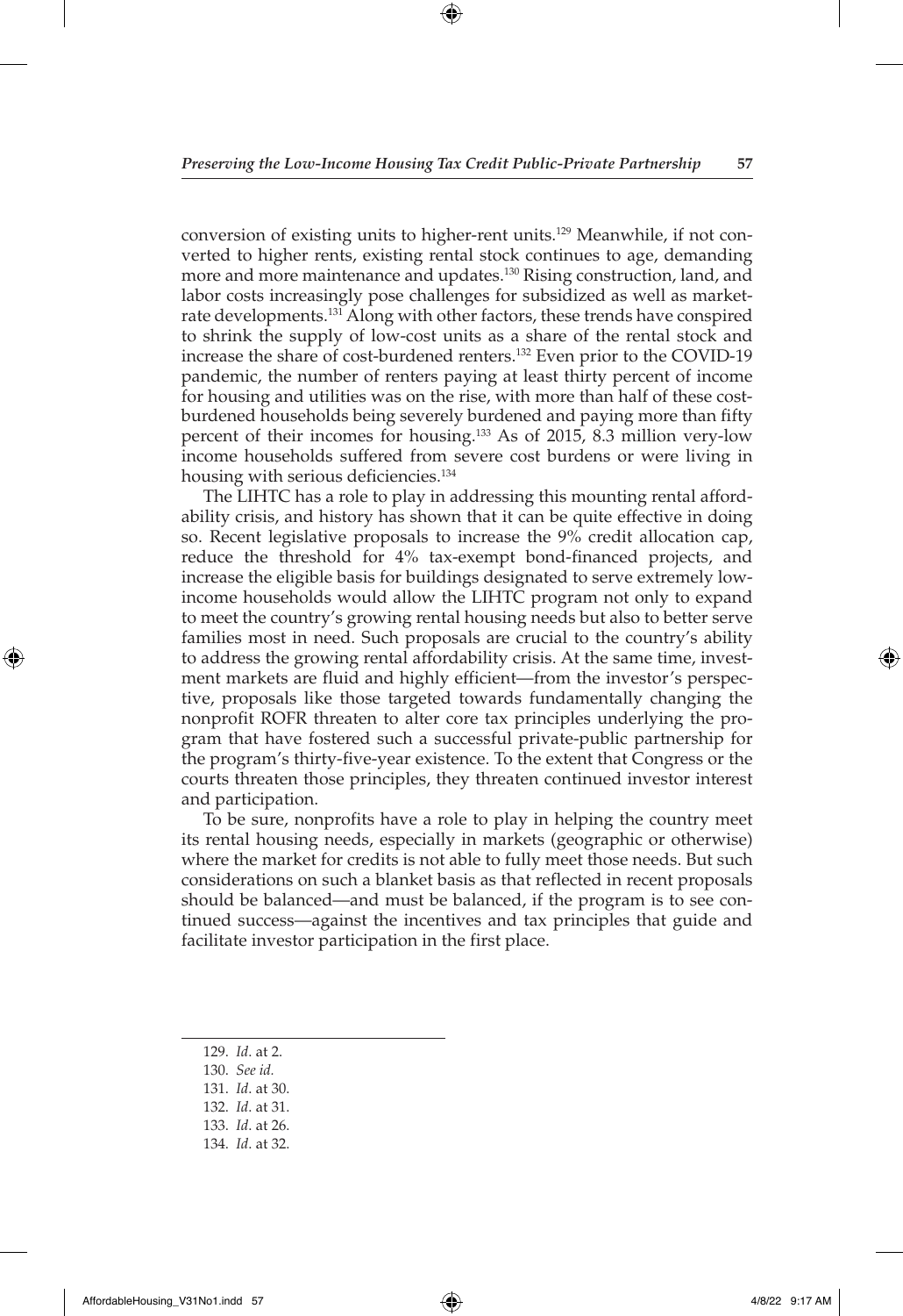conversion of existing units to higher-rent units.[129] Meanwhile, if not converted to higher rents, existing rental stock continues to age, demanding more and more maintenance and updates.[130] Rising construction, land, and labor costs increasingly pose challenges for subsidized as well as market-rate developments.[131] Along with other factors, these trends have conspired to shrink the supply of low-cost units as a share of the rental stock and increase the share of cost-burdened renters.[132] Even prior to the COVID-19 pandemic, the number of renters paying at least thirty percent of income for housing and utilities was on the rise, with more than half of these cost-burdened households being severely burdened and paying more than fifty percent of their incomes for housing.[133] As of 2015, 8.3 million very-low income households suffered from severe cost burdens or were living in housing with serious deficiencies.[134]

The LIHTC has a role to play in addressing this mounting rental affordability crisis, and history has shown that it can be quite effective in doing so. Recent legislative proposals to increase the 9% credit allocation cap, reduce the threshold for 4% tax-exempt bond-financed projects, and increase the eligible basis for buildings designated to serve extremely low-income households would allow the LIHTC program not only to expand to meet the country's growing rental housing needs but also to better serve families most in need. Such proposals are crucial to the country's ability to address the growing rental affordability crisis. At the same time, investment markets are fluid and highly efficient—from the investor's perspective, proposals like those targeted towards fundamentally changing the nonprofit ROFR threaten to alter core tax principles underlying the program that have fostered such a successful private-public partnership for the program's thirty-five-year existence. To the extent that Congress or the courts threaten those principles, they threaten continued investor interest and participation.

To be sure, nonprofits have a role to play in helping the country meet its rental housing needs, especially in markets (geographic or otherwise) where the market for credits is not able to fully meet those needs. But such considerations on such a blanket basis as that reflected in recent proposals should be balanced—and must be balanced, if the program is to see continued success—against the incentives and tax principles that guide and facilitate investor participation in the first place.

---

129. *Id.* at 2.

130. *See id.*

131. *Id.* at 30.

132. *Id.* at 31.

133. *Id.* at 26.

134. *Id.* at 32.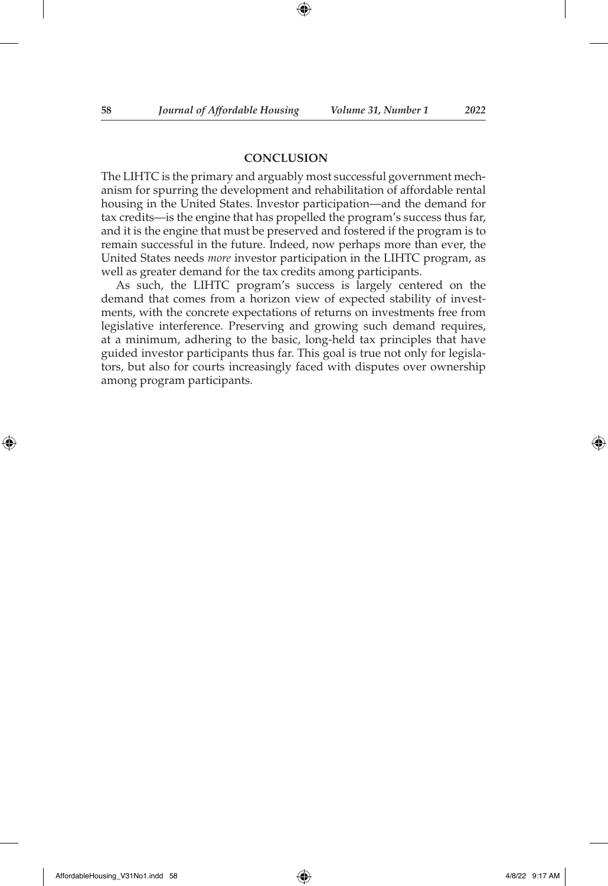## CONCLUSION

The LIHTC is the primary and arguably most successful government mechanism for spurring the development and rehabilitation of affordable rental housing in the United States. Investor participation—and the demand for tax credits—is the engine that has propelled the program's success thus far, and it is the engine that must be preserved and fostered if the program is to remain successful in the future. Indeed, now perhaps more than ever, the United States needs *more* investor participation in the LIHTC program, as well as greater demand for the tax credits among participants.

As such, the LIHTC program's success is largely centered on the demand that comes from a horizon view of expected stability of investments, with the concrete expectations of returns on investments free from legislative interference. Preserving and growing such demand requires, at a minimum, adhering to the basic, long-held tax principles that have guided investor participants thus far. This goal is true not only for legislators, but also for courts increasingly faced with disputes over ownership among program participants.